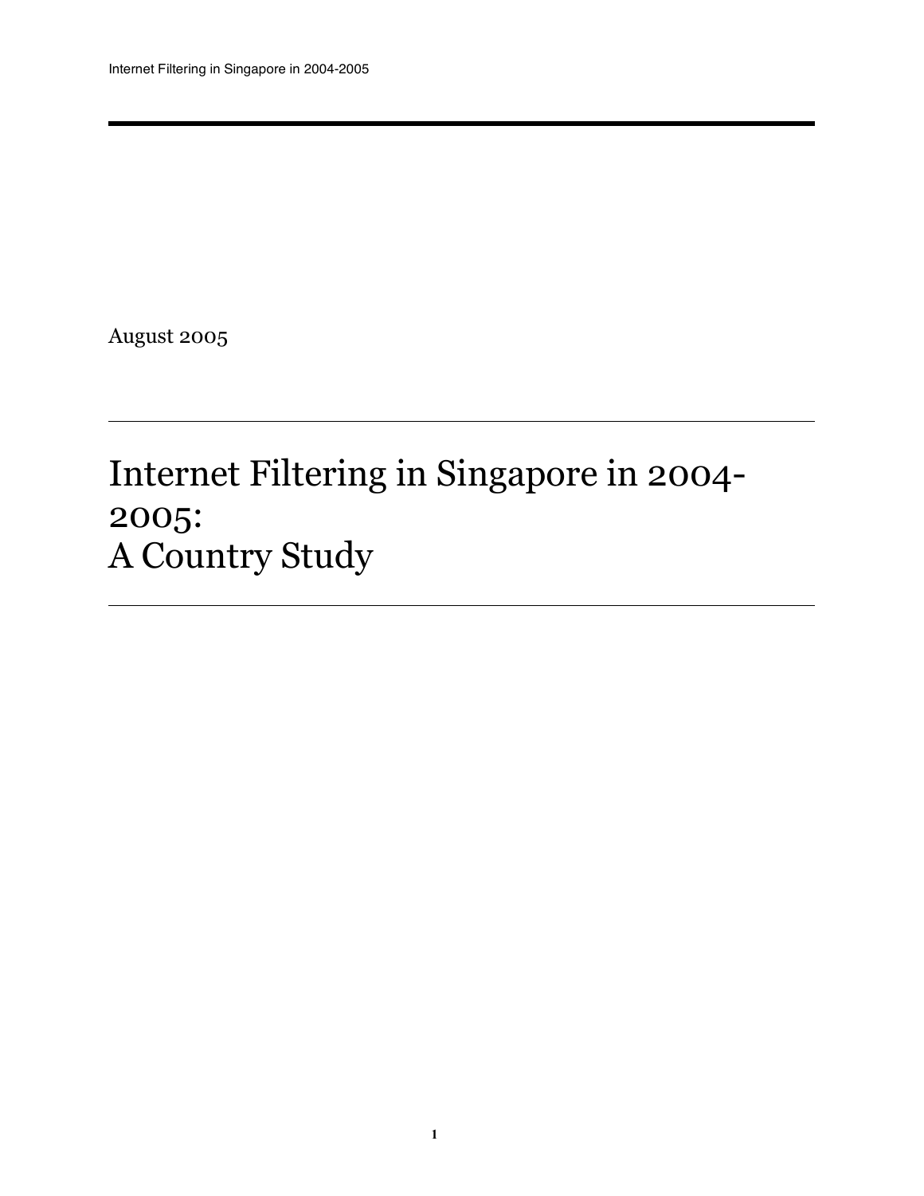August 2005

# Internet Filtering in Singapore in 2004-2005: A Country Study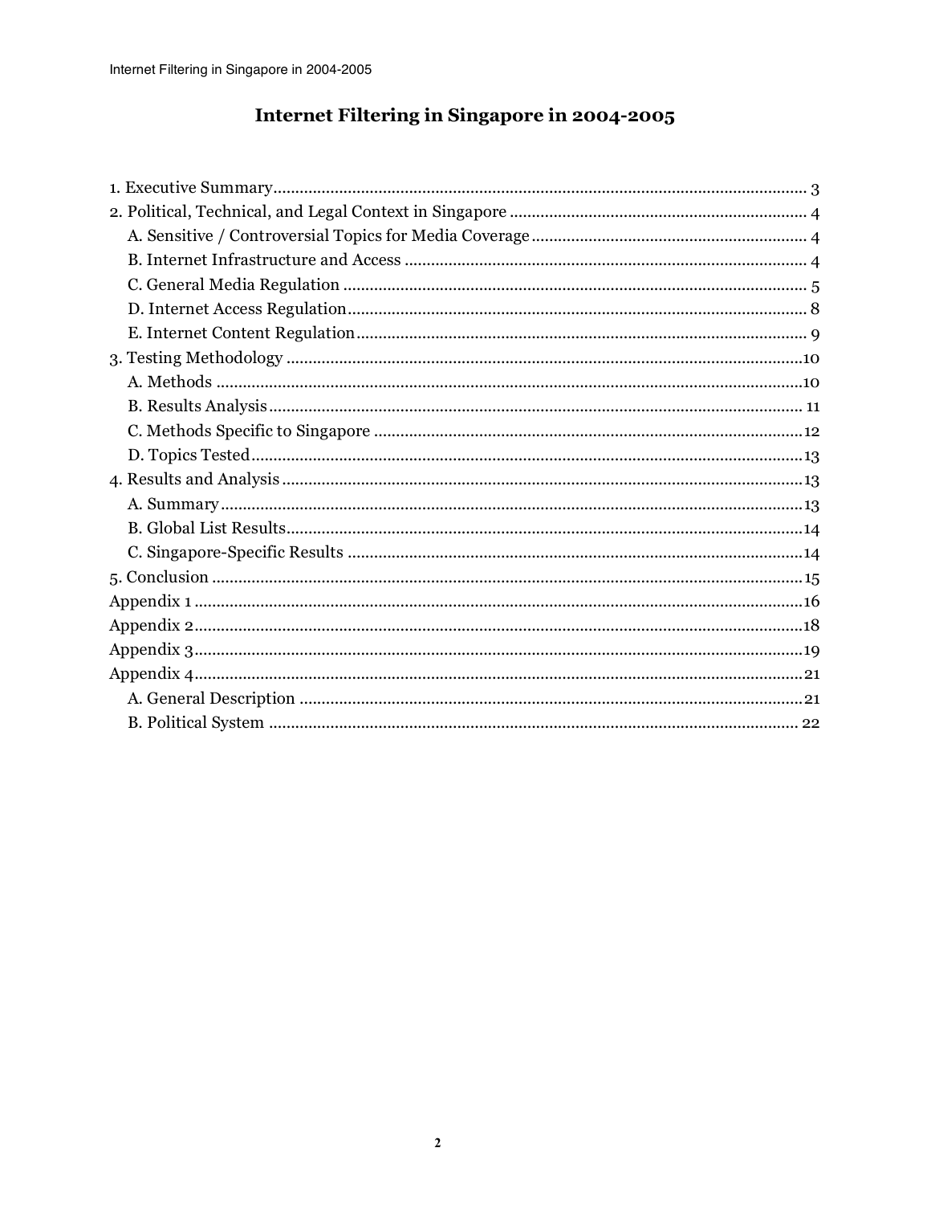# Internet Filtering in Singapore in 2004-2005

1. Executive Summary ........................................................................................................... 3
2. Political, Technical, and Legal Context in Singapore ..................................................... 4
   - A. Sensitive / Controversial Topics for Media Coverage ................................................. 4
   - B. Internet Infrastructure and Access ............................................................................ 4
   - C. General Media Regulation .......................................................................................... 5
   - D. Internet Access Regulation .......................................................................................... 8
   - E. Internet Content Regulation ........................................................................................ 9
3. Testing Methodology ........................................................................................................ 10
   - A. Methods ...................................................................................................................... 10
   - B. Results Analysis ......................................................................................................... 11
   - C. Methods Specific to Singapore ................................................................................... 12
   - D. Topics Tested .............................................................................................................. 13
4. Results and Analysis ......................................................................................................... 13
   - A. Summary ..................................................................................................................... 13
   - B. Global List Results ...................................................................................................... 14
   - C. Singapore-Specific Results .......................................................................................... 14
5. Conclusion ........................................................................................................................ 15

Appendix 1 ........................................................................................................................... 16

Appendix 2 ........................................................................................................................... 18

Appendix 3 ........................................................................................................................... 19

Appendix 4 ........................................................................................................................... 21
   - A. General Description .................................................................................................... 21
   - B. Political System .......................................................................................................... 22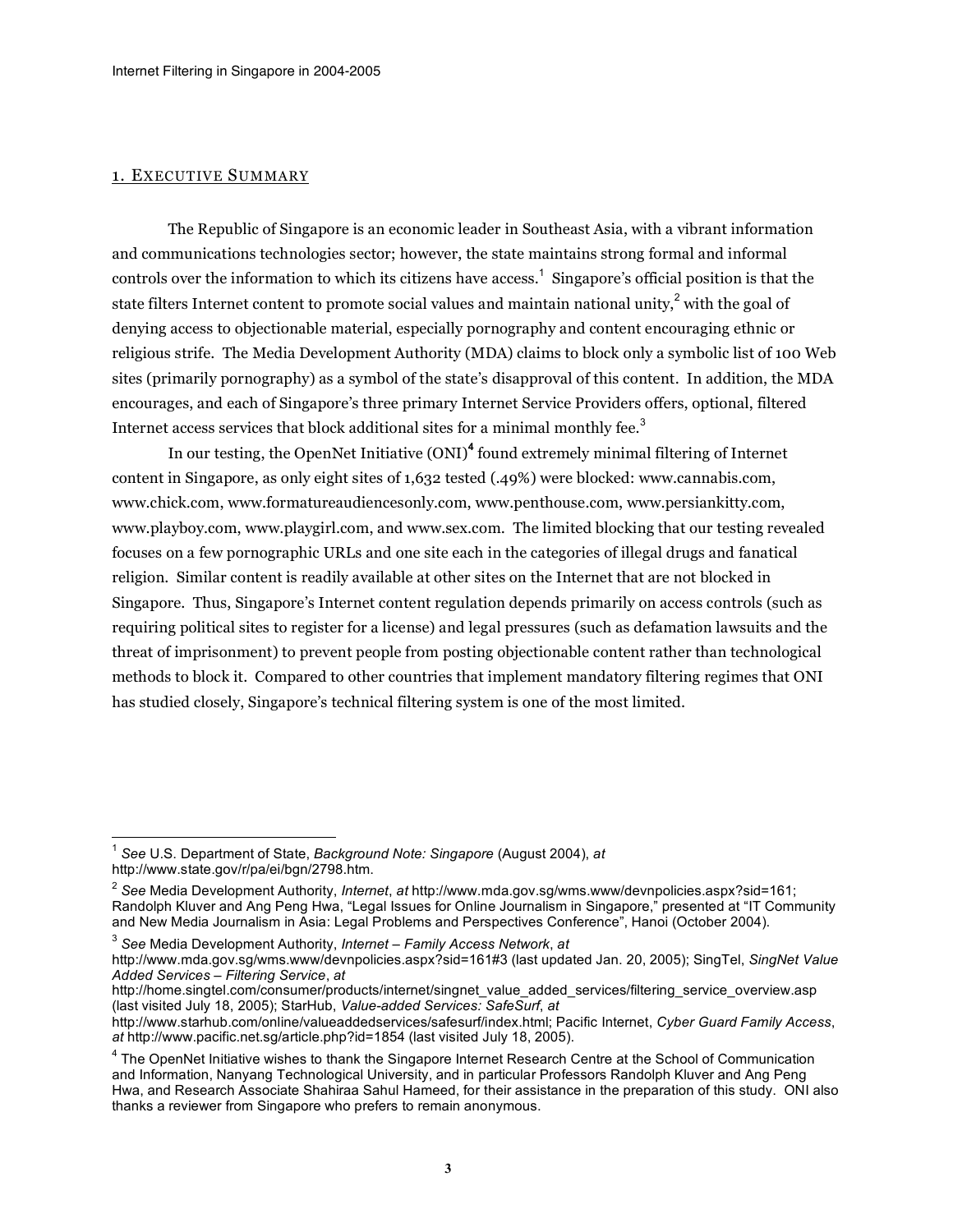## 1. EXECUTIVE SUMMARY

The Republic of Singapore is an economic leader in Southeast Asia, with a vibrant information and communications technologies sector; however, the state maintains strong formal and informal controls over the information to which its citizens have access.[1] Singapore's official position is that the state filters Internet content to promote social values and maintain national unity,[2] with the goal of denying access to objectionable material, especially pornography and content encouraging ethnic or religious strife. The Media Development Authority (MDA) claims to block only a symbolic list of 100 Web sites (primarily pornography) as a symbol of the state's disapproval of this content. In addition, the MDA encourages, and each of Singapore's three primary Internet Service Providers offers, optional, filtered Internet access services that block additional sites for a minimal monthly fee.[3]

In our testing, the OpenNet Initiative (ONI)[4] found extremely minimal filtering of Internet content in Singapore, as only eight sites of 1,632 tested (.49%) were blocked: www.cannabis.com, www.chick.com, www.formatureaudiencesonly.com, www.penthouse.com, www.persiankitty.com, www.playboy.com, www.playgirl.com, and www.sex.com. The limited blocking that our testing revealed focuses on a few pornographic URLs and one site each in the categories of illegal drugs and fanatical religion. Similar content is readily available at other sites on the Internet that are not blocked in Singapore. Thus, Singapore's Internet content regulation depends primarily on access controls (such as requiring political sites to register for a license) and legal pressures (such as defamation lawsuits and the threat of imprisonment) to prevent people from posting objectionable content rather than technological methods to block it. Compared to other countries that implement mandatory filtering regimes that ONI has studied closely, Singapore's technical filtering system is one of the most limited.

---

[1] *See* U.S. Department of State, *Background Note: Singapore* (August 2004), *at* http://www.state.gov/r/pa/ei/bgn/2798.htm.

[2] *See* Media Development Authority, *Internet*, *at* http://www.mda.gov.sg/wms.www/devnpolicies.aspx?sid=161; Randolph Kluver and Ang Peng Hwa, "Legal Issues for Online Journalism in Singapore," presented at "IT Community and New Media Journalism in Asia: Legal Problems and Perspectives Conference", Hanoi (October 2004).

[3] *See* Media Development Authority, *Internet – Family Access Network*, *at* http://www.mda.gov.sg/wms.www/devnpolicies.aspx?sid=161#3 (last updated Jan. 20, 2005); SingTel, *SingNet Value Added Services – Filtering Service*, *at* http://home.singtel.com/consumer/products/internet/singnet_value_added_services/filtering_service_overview.asp (last visited July 18, 2005); StarHub, *Value-added Services: SafeSurf*, *at* http://www.starhub.com/online/valueaddedservices/safesurf/index.html; Pacific Internet, *Cyber Guard Family Access*, *at* http://www.pacific.net.sg/article.php?id=1854 (last visited July 18, 2005).

[4] The OpenNet Initiative wishes to thank the Singapore Internet Research Centre at the School of Communication and Information, Nanyang Technological University, and in particular Professors Randolph Kluver and Ang Peng Hwa, and Research Associate Shahiraa Sahul Hameed, for their assistance in the preparation of this study. ONI also thanks a reviewer from Singapore who prefers to remain anonymous.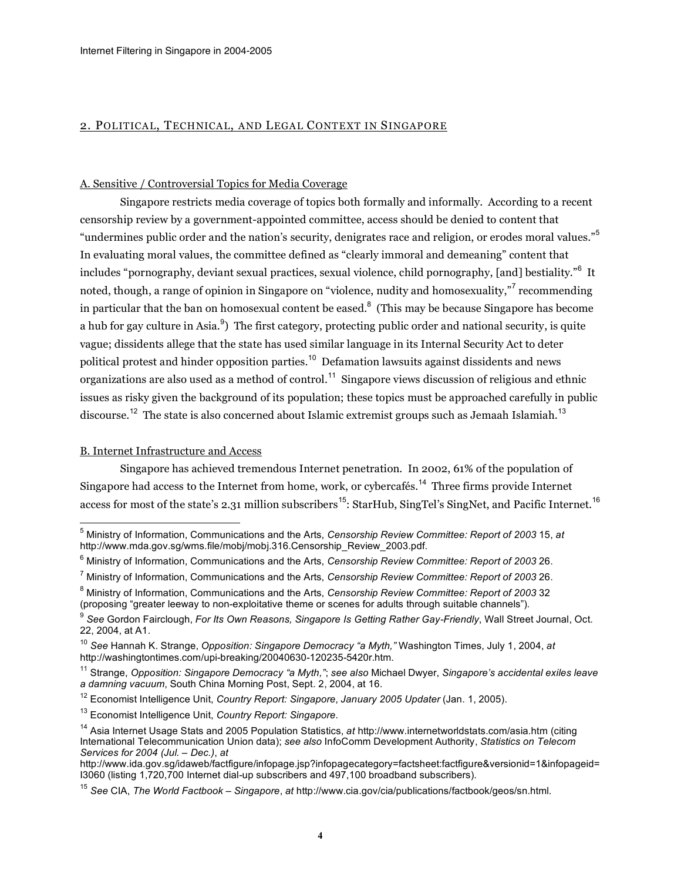## 2. POLITICAL, TECHNICAL, AND LEGAL CONTEXT IN SINGAPORE

### A. Sensitive / Controversial Topics for Media Coverage

Singapore restricts media coverage of topics both formally and informally. According to a recent censorship review by a government-appointed committee, access should be denied to content that "undermines public order and the nation's security, denigrates race and religion, or erodes moral values."[5] In evaluating moral values, the committee defined as "clearly immoral and demeaning" content that includes "pornography, deviant sexual practices, sexual violence, child pornography, [and] bestiality."[6] It noted, though, a range of opinion in Singapore on "violence, nudity and homosexuality,"[7] recommending in particular that the ban on homosexual content be eased.[8] (This may be because Singapore has become a hub for gay culture in Asia.[9]) The first category, protecting public order and national security, is quite vague; dissidents allege that the state has used similar language in its Internal Security Act to deter political protest and hinder opposition parties.[10] Defamation lawsuits against dissidents and news organizations are also used as a method of control.[11] Singapore views discussion of religious and ethnic issues as risky given the background of its population; these topics must be approached carefully in public discourse.[12] The state is also concerned about Islamic extremist groups such as Jemaah Islamiah.[13]

### B. Internet Infrastructure and Access

Singapore has achieved tremendous Internet penetration. In 2002, 61% of the population of Singapore had access to the Internet from home, work, or cybercafés.[14] Three firms provide Internet access for most of the state's 2.31 million subscribers[15]: StarHub, SingTel's SingNet, and Pacific Internet.[16]

---

[5] Ministry of Information, Communications and the Arts, *Censorship Review Committee: Report of 2003* 15, *at* http://www.mda.gov.sg/wms.file/mobj/mobj.316.Censorship_Review_2003.pdf.

[6] Ministry of Information, Communications and the Arts, *Censorship Review Committee: Report of 2003* 26.

[7] Ministry of Information, Communications and the Arts, *Censorship Review Committee: Report of 2003* 26.

[8] Ministry of Information, Communications and the Arts, *Censorship Review Committee: Report of 2003* 32 (proposing "greater leeway to non-exploitative theme or scenes for adults through suitable channels").

[9] *See* Gordon Fairclough, *For Its Own Reasons, Singapore Is Getting Rather Gay-Friendly*, Wall Street Journal, Oct. 22, 2004, at A1.

[10] *See* Hannah K. Strange, *Opposition: Singapore Democracy "a Myth,"* Washington Times, July 1, 2004, *at* http://washingtontimes.com/upi-breaking/20040630-120235-5420r.htm.

[11] Strange, *Opposition: Singapore Democracy "a Myth,"*; *see also* Michael Dwyer, *Singapore's accidental exiles leave a damning vacuum*, South China Morning Post, Sept. 2, 2004, at 16.

[12] Economist Intelligence Unit, *Country Report: Singapore*, *January 2005 Updater* (Jan. 1, 2005).

[13] Economist Intelligence Unit, *Country Report: Singapore*.

[14] Asia Internet Usage Stats and 2005 Population Statistics, *at* http://www.internetworldstats.com/asia.htm (citing International Telecommunication Union data); *see also* InfoComm Development Authority, *Statistics on Telecom Services for 2004 (Jul. – Dec.)*, *at* http://www.ida.gov.sg/idaweb/factfigure/infopage.jsp?infopagecategory=factsheet:factfigure&versionid=1&infopageid=I3060 (listing 1,720,700 Internet dial-up subscribers and 497,100 broadband subscribers).

[15] *See* CIA, *The World Factbook – Singapore*, *at* http://www.cia.gov/cia/publications/factbook/geos/sn.html.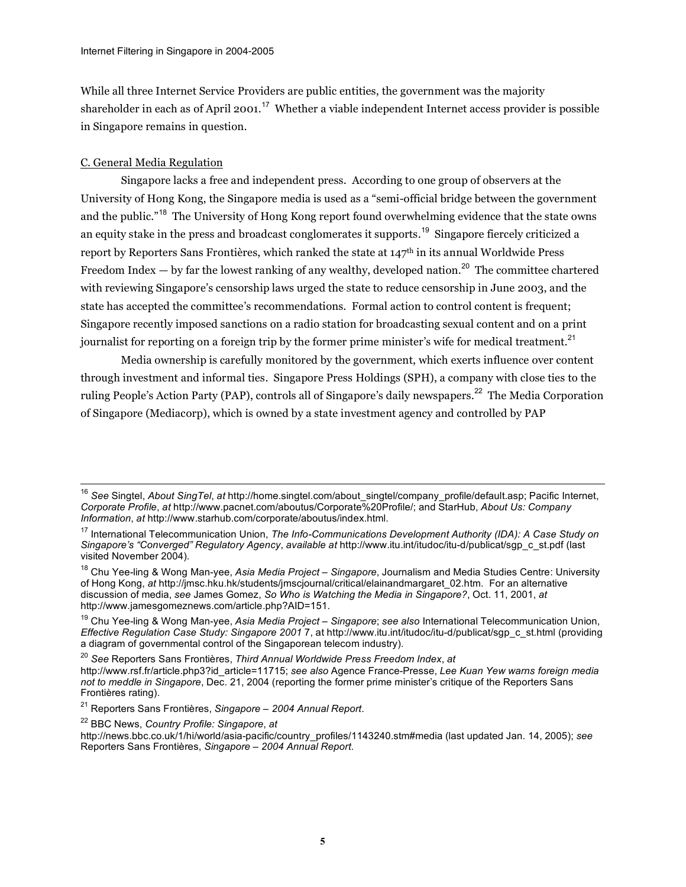While all three Internet Service Providers are public entities, the government was the majority shareholder in each as of April 2001.[17] Whether a viable independent Internet access provider is possible in Singapore remains in question.

C. General Media Regulation

Singapore lacks a free and independent press. According to one group of observers at the University of Hong Kong, the Singapore media is used as a "semi-official bridge between the government and the public."[18] The University of Hong Kong report found overwhelming evidence that the state owns an equity stake in the press and broadcast conglomerates it supports.[19] Singapore fiercely criticized a report by Reporters Sans Frontières, which ranked the state at 147th in its annual Worldwide Press Freedom Index — by far the lowest ranking of any wealthy, developed nation.[20] The committee chartered with reviewing Singapore's censorship laws urged the state to reduce censorship in June 2003, and the state has accepted the committee's recommendations. Formal action to control content is frequent; Singapore recently imposed sanctions on a radio station for broadcasting sexual content and on a print journalist for reporting on a foreign trip by the former prime minister's wife for medical treatment.[21]

Media ownership is carefully monitored by the government, which exerts influence over content through investment and informal ties. Singapore Press Holdings (SPH), a company with close ties to the ruling People's Action Party (PAP), controls all of Singapore's daily newspapers.[22] The Media Corporation of Singapore (Mediacorp), which is owned by a state investment agency and controlled by PAP

---

[16] *See* Singtel, *About SingTel*, *at* http://home.singtel.com/about_singtel/company_profile/default.asp; Pacific Internet, *Corporate Profile*, *at* http://www.pacnet.com/aboutus/Corporate%20Profile/; and StarHub, *About Us: Company Information*, *at* http://www.starhub.com/corporate/aboutus/index.html.

[17] International Telecommunication Union, *The Info-Communications Development Authority (IDA): A Case Study on Singapore's "Converged" Regulatory Agency*, *available at* http://www.itu.int/itudoc/itu-d/publicat/sgp_c_st.pdf (last visited November 2004).

[18] Chu Yee-ling & Wong Man-yee, *Asia Media Project – Singapore*, Journalism and Media Studies Centre: University of Hong Kong, *at* http://jmsc.hku.hk/students/jmscjournal/critical/elainandmargaret_02.htm. For an alternative discussion of media, *see* James Gomez, *So Who is Watching the Media in Singapore?*, Oct. 11, 2001, *at* http://www.jamesgomeznews.com/article.php?AID=151.

[19] Chu Yee-ling & Wong Man-yee, *Asia Media Project – Singapore*; *see also* International Telecommunication Union, *Effective Regulation Case Study: Singapore 2001* 7, at http://www.itu.int/itudoc/itu-d/publicat/sgp_c_st.html (providing a diagram of governmental control of the Singaporean telecom industry).

[20] *See* Reporters Sans Frontières, *Third Annual Worldwide Press Freedom Index*, *at* http://www.rsf.fr/article.php3?id_article=11715; *see also* Agence France-Presse, *Lee Kuan Yew warns foreign media not to meddle in Singapore*, Dec. 21, 2004 (reporting the former prime minister's critique of the Reporters Sans Frontières rating).

[21] Reporters Sans Frontières, *Singapore – 2004 Annual Report*.

[22] BBC News, *Country Profile: Singapore*, *at* http://news.bbc.co.uk/1/hi/world/asia-pacific/country_profiles/1143240.stm#media (last updated Jan. 14, 2005); *see* Reporters Sans Frontières, *Singapore – 2004 Annual Report*.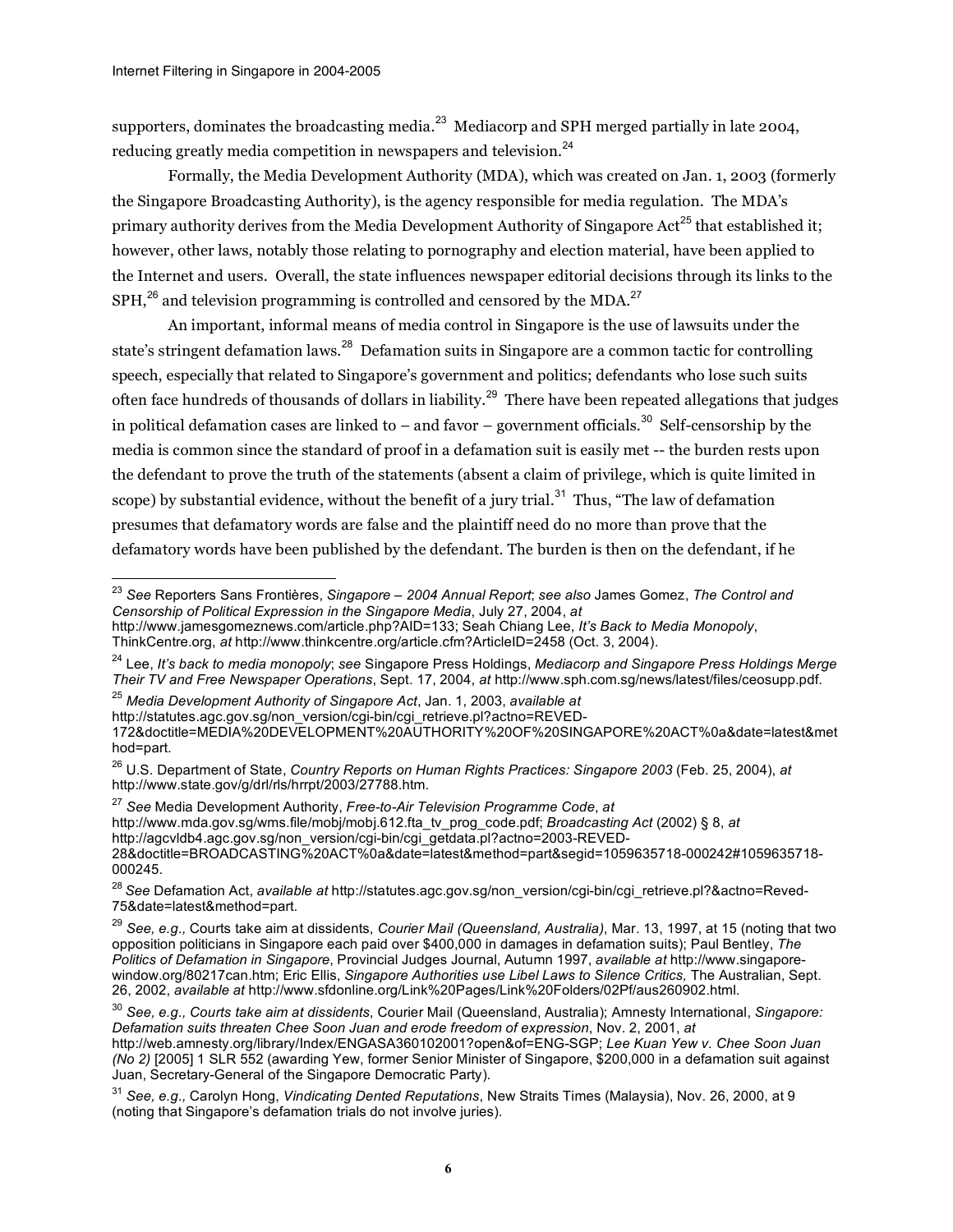supporters, dominates the broadcasting media.[23] Mediacorp and SPH merged partially in late 2004, reducing greatly media competition in newspapers and television.[24]

Formally, the Media Development Authority (MDA), which was created on Jan. 1, 2003 (formerly the Singapore Broadcasting Authority), is the agency responsible for media regulation. The MDA's primary authority derives from the Media Development Authority of Singapore Act[25] that established it; however, other laws, notably those relating to pornography and election material, have been applied to the Internet and users. Overall, the state influences newspaper editorial decisions through its links to the SPH,[26] and television programming is controlled and censored by the MDA.[27]

An important, informal means of media control in Singapore is the use of lawsuits under the state's stringent defamation laws.[28] Defamation suits in Singapore are a common tactic for controlling speech, especially that related to Singapore's government and politics; defendants who lose such suits often face hundreds of thousands of dollars in liability.[29] There have been repeated allegations that judges in political defamation cases are linked to – and favor – government officials.[30] Self-censorship by the media is common since the standard of proof in a defamation suit is easily met -- the burden rests upon the defendant to prove the truth of the statements (absent a claim of privilege, which is quite limited in scope) by substantial evidence, without the benefit of a jury trial.[31] Thus, "The law of defamation presumes that defamatory words are false and the plaintiff need do no more than prove that the defamatory words have been published by the defendant. The burden is then on the defendant, if he

---

[23] *See* Reporters Sans Frontières, *Singapore – 2004 Annual Report*; *see also* James Gomez, *The Control and Censorship of Political Expression in the Singapore Media*, July 27, 2004, *at* http://www.jamesgomeznews.com/article.php?AID=133; Seah Chiang Lee, *It's Back to Media Monopoly*, ThinkCentre.org, *at* http://www.thinkcentre.org/article.cfm?ArticleID=2458 (Oct. 3, 2004).

[24] Lee, *It's back to media monopoly*; *see* Singapore Press Holdings, *Mediacorp and Singapore Press Holdings Merge Their TV and Free Newspaper Operations*, Sept. 17, 2004, *at* http://www.sph.com.sg/news/latest/files/ceosupp.pdf.

[25] *Media Development Authority of Singapore Act*, Jan. 1, 2003, *available at* http://statutes.agc.gov.sg/non_version/cgi-bin/cgi_retrieve.pl?actno=REVED-172&doctitle=MEDIA%20DEVELOPMENT%20AUTHORITY%20OF%20SINGAPORE%20ACT%0a&date=latest&method=part.

[26] U.S. Department of State, *Country Reports on Human Rights Practices: Singapore 2003* (Feb. 25, 2004), *at* http://www.state.gov/g/drl/rls/hrrpt/2003/27788.htm.

[27] *See* Media Development Authority, *Free-to-Air Television Programme Code*, *at* http://www.mda.gov.sg/wms.file/mobj/mobj.612.fta_tv_prog_code.pdf; *Broadcasting Act* (2002) § 8, *at* http://agcvldb4.agc.gov.sg/non_version/cgi-bin/cgi_getdata.pl?actno=2003-REVED-28&doctitle=BROADCASTING%20ACT%0a&date=latest&method=part&segid=1059635718-000242#1059635718-000245.

[28] *See* Defamation Act, *available at* http://statutes.agc.gov.sg/non_version/cgi-bin/cgi_retrieve.pl?&actno=Reved-75&date=latest&method=part.

[29] *See, e.g.,* Courts take aim at dissidents, *Courier Mail (Queensland, Australia)*, Mar. 13, 1997, at 15 (noting that two opposition politicians in Singapore each paid over $400,000 in damages in defamation suits); Paul Bentley, *The Politics of Defamation in Singapore*, Provincial Judges Journal, Autumn 1997, *available at* http://www.singapore-window.org/80217can.htm; Eric Ellis, *Singapore Authorities use Libel Laws to Silence Critics,* The Australian, Sept. 26, 2002, *available at* http://www.sfdonline.org/Link%20Pages/Link%20Folders/02Pf/aus260902.html.

[30] *See, e.g., Courts take aim at dissidents*, Courier Mail (Queensland, Australia); Amnesty International, *Singapore: Defamation suits threaten Chee Soon Juan and erode freedom of expression*, Nov. 2, 2001, *at* http://web.amnesty.org/library/Index/ENGASA360102001?open&of=ENG-SGP; *Lee Kuan Yew v. Chee Soon Juan (No 2)* [2005] 1 SLR 552 (awarding Yew, former Senior Minister of Singapore, $200,000 in a defamation suit against Juan, Secretary-General of the Singapore Democratic Party).

[31] *See, e.g.,* Carolyn Hong, *Vindicating Dented Reputations*, New Straits Times (Malaysia), Nov. 26, 2000, at 9 (noting that Singapore's defamation trials do not involve juries).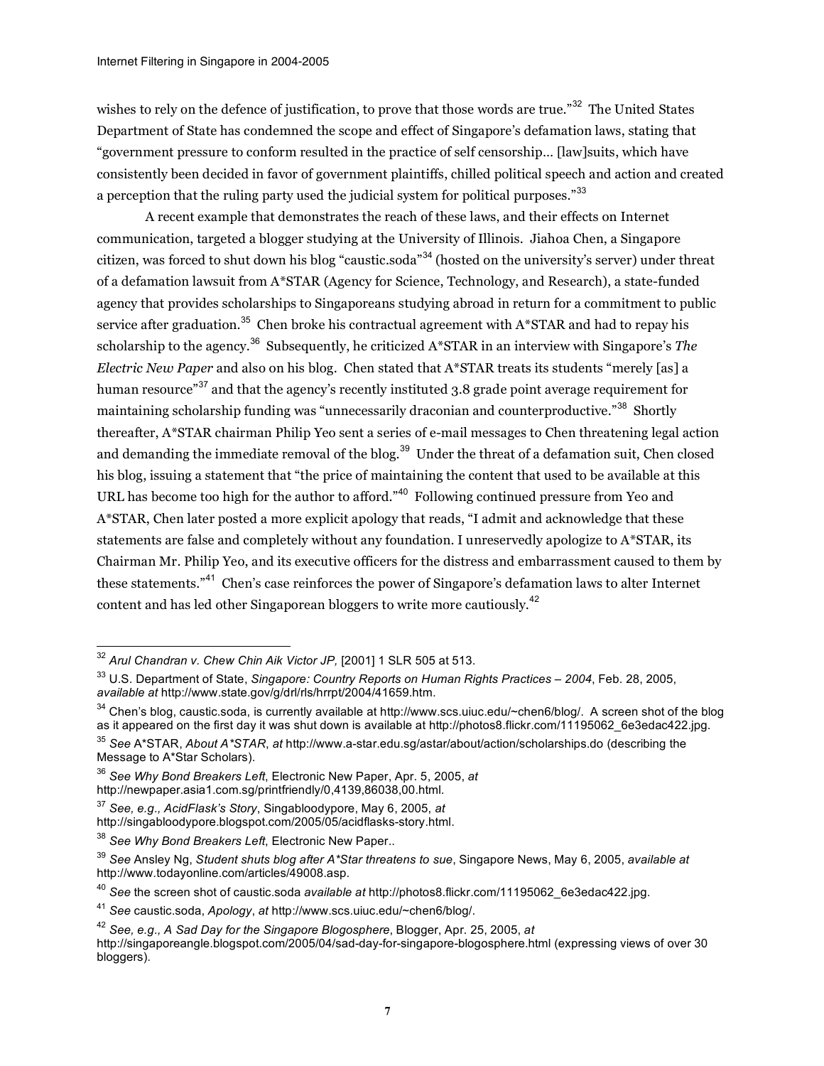wishes to rely on the defence of justification, to prove that those words are true."[32] The United States Department of State has condemned the scope and effect of Singapore's defamation laws, stating that "government pressure to conform resulted in the practice of self censorship... [law]suits, which have consistently been decided in favor of government plaintiffs, chilled political speech and action and created a perception that the ruling party used the judicial system for political purposes."[33]

A recent example that demonstrates the reach of these laws, and their effects on Internet communication, targeted a blogger studying at the University of Illinois. Jiahoa Chen, a Singapore citizen, was forced to shut down his blog "caustic.soda"[34] (hosted on the university's server) under threat of a defamation lawsuit from A*STAR (Agency for Science, Technology, and Research), a state-funded agency that provides scholarships to Singaporeans studying abroad in return for a commitment to public service after graduation.[35] Chen broke his contractual agreement with A*STAR and had to repay his scholarship to the agency.[36] Subsequently, he criticized A*STAR in an interview with Singapore's *The Electric New Paper* and also on his blog. Chen stated that A*STAR treats its students "merely [as] a human resource"[37] and that the agency's recently instituted 3.8 grade point average requirement for maintaining scholarship funding was "unnecessarily draconian and counterproductive."[38] Shortly thereafter, A*STAR chairman Philip Yeo sent a series of e-mail messages to Chen threatening legal action and demanding the immediate removal of the blog.[39] Under the threat of a defamation suit, Chen closed his blog, issuing a statement that "the price of maintaining the content that used to be available at this URL has become too high for the author to afford."[40] Following continued pressure from Yeo and A*STAR, Chen later posted a more explicit apology that reads, "I admit and acknowledge that these statements are false and completely without any foundation. I unreservedly apologize to A*STAR, its Chairman Mr. Philip Yeo, and its executive officers for the distress and embarrassment caused to them by these statements."[41] Chen's case reinforces the power of Singapore's defamation laws to alter Internet content and has led other Singaporean bloggers to write more cautiously.[42]

---

[32] *Arul Chandran v. Chew Chin Aik Victor JP,* [2001] 1 SLR 505 at 513.

[33] U.S. Department of State, *Singapore: Country Reports on Human Rights Practices – 2004*, Feb. 28, 2005, *available at* http://www.state.gov/g/drl/rls/hrrpt/2004/41659.htm.

[34] Chen's blog, caustic.soda, is currently available at http://www.scs.uiuc.edu/~chen6/blog/. A screen shot of the blog as it appeared on the first day it was shut down is available at http://photos8.flickr.com/11195062_6e3edac422.jpg.

[35] *See* A*STAR, *About A*STAR*, *at* http://www.a-star.edu.sg/astar/about/action/scholarships.do (describing the Message to A*Star Scholars).

[36] *See Why Bond Breakers Left*, Electronic New Paper, Apr. 5, 2005, *at* http://newpaper.asia1.com.sg/printfriendly/0,4139,86038,00.html.

[37] *See, e.g., AcidFlask's Story*, Singabloodypore, May 6, 2005, *at* http://singabloodypore.blogspot.com/2005/05/acidflasks-story.html.

[38] *See Why Bond Breakers Left*, Electronic New Paper..

[39] *See* Ansley Ng, *Student shuts blog after A*Star threatens to sue*, Singapore News, May 6, 2005, *available at* http://www.todayonline.com/articles/49008.asp.

[40] *See* the screen shot of caustic.soda *available at* http://photos8.flickr.com/11195062_6e3edac422.jpg.

[41] *See* caustic.soda, *Apology*, *at* http://www.scs.uiuc.edu/~chen6/blog/.

[42] *See, e.g., A Sad Day for the Singapore Blogosphere*, Blogger, Apr. 25, 2005, *at* http://singaporeangle.blogspot.com/2005/04/sad-day-for-singapore-blogosphere.html (expressing views of over 30 bloggers).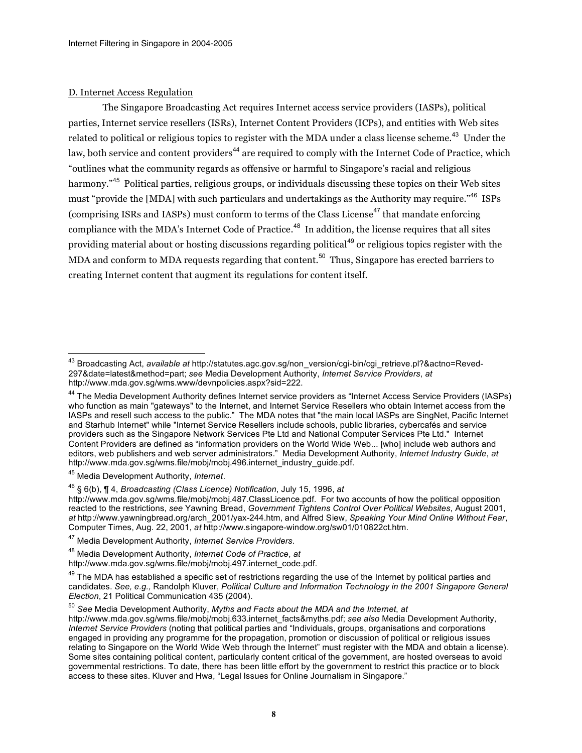D. Internet Access Regulation

The Singapore Broadcasting Act requires Internet access service providers (IASPs), political parties, Internet service resellers (ISRs), Internet Content Providers (ICPs), and entities with Web sites related to political or religious topics to register with the MDA under a class license scheme.[43] Under the law, both service and content providers[44] are required to comply with the Internet Code of Practice, which "outlines what the community regards as offensive or harmful to Singapore's racial and religious harmony."[45] Political parties, religious groups, or individuals discussing these topics on their Web sites must "provide the [MDA] with such particulars and undertakings as the Authority may require."[46] ISPs (comprising ISRs and IASPs) must conform to terms of the Class License[47] that mandate enforcing compliance with the MDA's Internet Code of Practice.[48] In addition, the license requires that all sites providing material about or hosting discussions regarding political[49] or religious topics register with the MDA and conform to MDA requests regarding that content.[50] Thus, Singapore has erected barriers to creating Internet content that augment its regulations for content itself.

---

[43] Broadcasting Act, *available at* http://statutes.agc.gov.sg/non_version/cgi-bin/cgi_retrieve.pl?&actno=Reved-297&date=latest&method=part; *see* Media Development Authority, *Internet Service Providers*, *at* http://www.mda.gov.sg/wms.www/devnpolicies.aspx?sid=222.

[44] The Media Development Authority defines Internet service providers as "Internet Access Service Providers (IASPs) who function as main "gateways" to the Internet, and Internet Service Resellers who obtain Internet access from the IASPs and resell such access to the public." The MDA notes that "the main local IASPs are SingNet, Pacific Internet and Starhub Internet" while "Internet Service Resellers include schools, public libraries, cybercafés and service providers such as the Singapore Network Services Pte Ltd and National Computer Services Pte Ltd." Internet Content Providers are defined as "information providers on the World Wide Web... [who] include web authors and editors, web publishers and web server administrators." Media Development Authority, *Internet Industry Guide*, *at* http://www.mda.gov.sg/wms.file/mobj/mobj.496.internet_industry_guide.pdf.

[45] Media Development Authority, *Internet*.

[46] § 6(b), ¶ 4, *Broadcasting (Class Licence) Notification*, July 15, 1996, *at* http://www.mda.gov.sg/wms.file/mobj/mobj.487.ClassLicence.pdf. For two accounts of how the political opposition reacted to the restrictions, *see* Yawning Bread, *Government Tightens Control Over Political Websites*, August 2001, *at* http://www.yawningbread.org/arch_2001/yax-244.htm, and Alfred Siew, *Speaking Your Mind Online Without Fear*, Computer Times, Aug. 22, 2001, *at* http://www.singapore-window.org/sw01/010822ct.htm.

[47] Media Development Authority, *Internet Service Providers*.

[48] Media Development Authority, *Internet Code of Practice*, *at* http://www.mda.gov.sg/wms.file/mobj/mobj.497.internet_code.pdf.

[49] The MDA has established a specific set of restrictions regarding the use of the Internet by political parties and candidates. *See, e.g.*, Randolph Kluver, *Political Culture and Information Technology in the 2001 Singapore General Election*, 21 Political Communication 435 (2004).

[50] *See* Media Development Authority, *Myths and Facts about the MDA and the Internet*, *at* http://www.mda.gov.sg/wms.file/mobj/mobj.633.internet_facts&myths.pdf; *see also* Media Development Authority, *Internet Service Providers* (noting that political parties and "Individuals, groups, organisations and corporations engaged in providing any programme for the propagation, promotion or discussion of political or religious issues relating to Singapore on the World Wide Web through the Internet" must register with the MDA and obtain a license). Some sites containing political content, particularly content critical of the government, are hosted overseas to avoid governmental restrictions. To date, there has been little effort by the government to restrict this practice or to block access to these sites. Kluver and Hwa, "Legal Issues for Online Journalism in Singapore."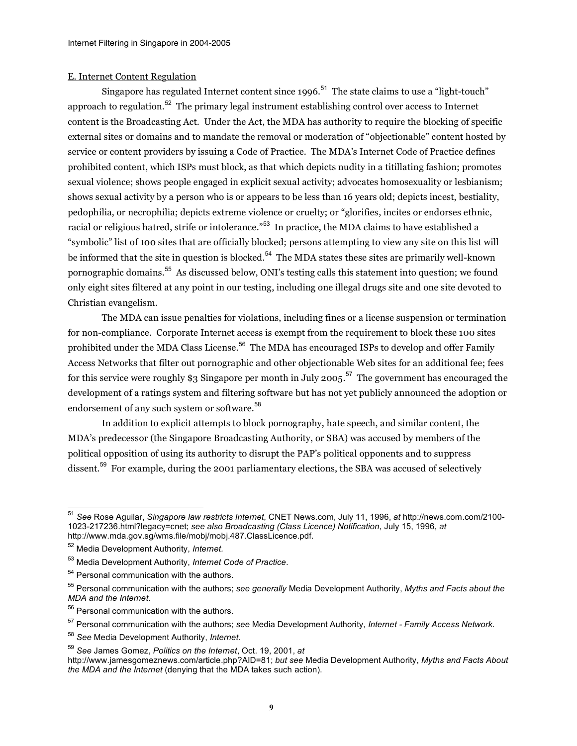## E. Internet Content Regulation

Singapore has regulated Internet content since 1996.[51] The state claims to use a "light-touch" approach to regulation.[52] The primary legal instrument establishing control over access to Internet content is the Broadcasting Act. Under the Act, the MDA has authority to require the blocking of specific external sites or domains and to mandate the removal or moderation of "objectionable" content hosted by service or content providers by issuing a Code of Practice. The MDA's Internet Code of Practice defines prohibited content, which ISPs must block, as that which depicts nudity in a titillating fashion; promotes sexual violence; shows people engaged in explicit sexual activity; advocates homosexuality or lesbianism; shows sexual activity by a person who is or appears to be less than 16 years old; depicts incest, bestiality, pedophilia, or necrophilia; depicts extreme violence or cruelty; or "glorifies, incites or endorses ethnic, racial or religious hatred, strife or intolerance."[53] In practice, the MDA claims to have established a "symbolic" list of 100 sites that are officially blocked; persons attempting to view any site on this list will be informed that the site in question is blocked.[54] The MDA states these sites are primarily well-known pornographic domains.[55] As discussed below, ONI's testing calls this statement into question; we found only eight sites filtered at any point in our testing, including one illegal drugs site and one site devoted to Christian evangelism.

The MDA can issue penalties for violations, including fines or a license suspension or termination for non-compliance. Corporate Internet access is exempt from the requirement to block these 100 sites prohibited under the MDA Class License.[56] The MDA has encouraged ISPs to develop and offer Family Access Networks that filter out pornographic and other objectionable Web sites for an additional fee; fees for this service were roughly $3 Singapore per month in July 2005.[57] The government has encouraged the development of a ratings system and filtering software but has not yet publicly announced the adoption or endorsement of any such system or software.[58]

In addition to explicit attempts to block pornography, hate speech, and similar content, the MDA's predecessor (the Singapore Broadcasting Authority, or SBA) was accused by members of the political opposition of using its authority to disrupt the PAP's political opponents and to suppress dissent.[59] For example, during the 2001 parliamentary elections, the SBA was accused of selectively

---

[51] *See* Rose Aguilar, *Singapore law restricts Internet*, CNET News.com, July 11, 1996, *at* http://news.com.com/2100-1023-217236.html?legacy=cnet; *see also Broadcasting (Class Licence) Notification*, July 15, 1996, *at* http://www.mda.gov.sg/wms.file/mobj/mobj.487.ClassLicence.pdf.

[52] Media Development Authority, *Internet*.

[53] Media Development Authority, *Internet Code of Practice*.

[54] Personal communication with the authors.

[55] Personal communication with the authors; *see generally* Media Development Authority, *Myths and Facts about the MDA and the Internet*.

[56] Personal communication with the authors.

[57] Personal communication with the authors; *see* Media Development Authority, *Internet - Family Access Network*.

[58] *See* Media Development Authority, *Internet*.

[59] *See* James Gomez, *Politics on the Internet*, Oct. 19, 2001, *at* http://www.jamesgomeznews.com/article.php?AID=81; *but see* Media Development Authority, *Myths and Facts About the MDA and the Internet* (denying that the MDA takes such action).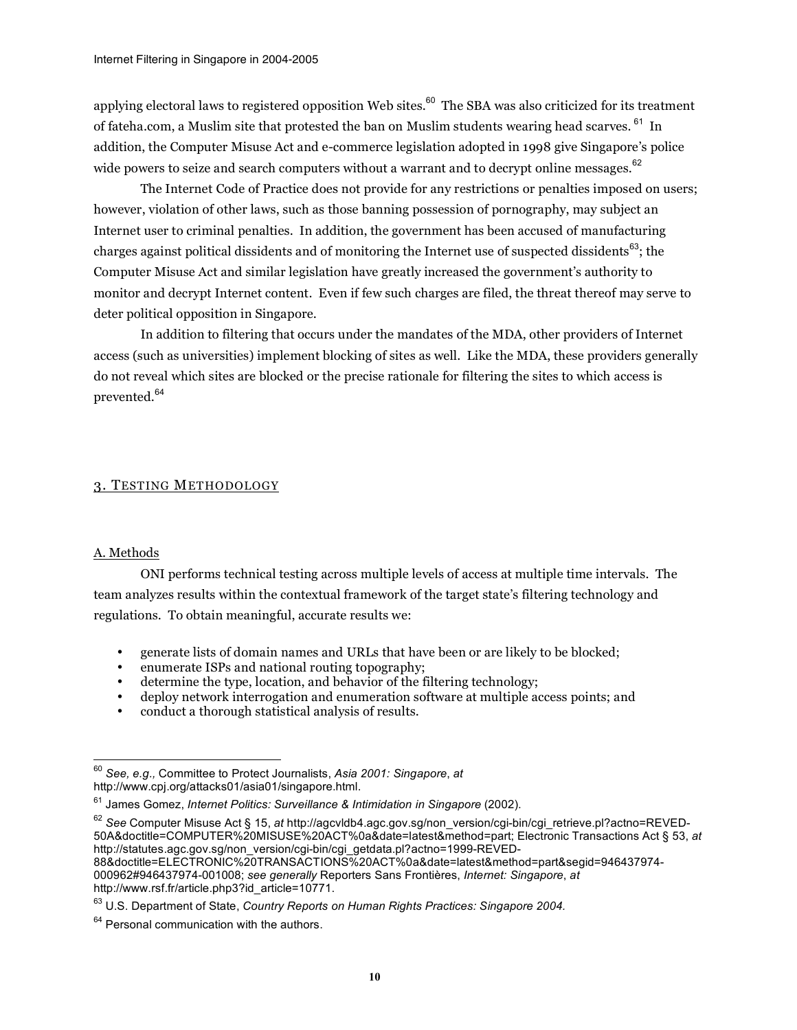applying electoral laws to registered opposition Web sites.[60] The SBA was also criticized for its treatment of fateha.com, a Muslim site that protested the ban on Muslim students wearing head scarves.[61] In addition, the Computer Misuse Act and e-commerce legislation adopted in 1998 give Singapore's police wide powers to seize and search computers without a warrant and to decrypt online messages.[62]

The Internet Code of Practice does not provide for any restrictions or penalties imposed on users; however, violation of other laws, such as those banning possession of pornography, may subject an Internet user to criminal penalties. In addition, the government has been accused of manufacturing charges against political dissidents and of monitoring the Internet use of suspected dissidents[63]; the Computer Misuse Act and similar legislation have greatly increased the government's authority to monitor and decrypt Internet content. Even if few such charges are filed, the threat thereof may serve to deter political opposition in Singapore.

In addition to filtering that occurs under the mandates of the MDA, other providers of Internet access (such as universities) implement blocking of sites as well. Like the MDA, these providers generally do not reveal which sites are blocked or the precise rationale for filtering the sites to which access is prevented.[64]

## 3. Testing Methodology

### A. Methods

ONI performs technical testing across multiple levels of access at multiple time intervals. The team analyzes results within the contextual framework of the target state's filtering technology and regulations. To obtain meaningful, accurate results we:

- generate lists of domain names and URLs that have been or are likely to be blocked;
- enumerate ISPs and national routing topography;
- determine the type, location, and behavior of the filtering technology;
- deploy network interrogation and enumeration software at multiple access points; and
- conduct a thorough statistical analysis of results.

---

[60] *See, e.g.,* Committee to Protect Journalists, *Asia 2001: Singapore*, *at* http://www.cpj.org/attacks01/asia01/singapore.html.

[61] James Gomez, *Internet Politics: Surveillance & Intimidation in Singapore* (2002).

[62] *See* Computer Misuse Act § 15, *at* http://agcvldb4.agc.gov.sg/non_version/cgi-bin/cgi_retrieve.pl?actno=REVED-50A&doctitle=COMPUTER%20MISUSE%20ACT%0a&date=latest&method=part; Electronic Transactions Act § 53, *at* http://statutes.agc.gov.sg/non_version/cgi-bin/cgi_getdata.pl?actno=1999-REVED-88&doctitle=ELECTRONIC%20TRANSACTIONS%20ACT%0a&date=latest&method=part&segid=946437974-000962#946437974-001008; *see generally* Reporters Sans Frontières, *Internet: Singapore*, *at* http://www.rsf.fr/article.php3?id_article=10771.

[63] U.S. Department of State, *Country Reports on Human Rights Practices: Singapore 2004.*

[64] Personal communication with the authors.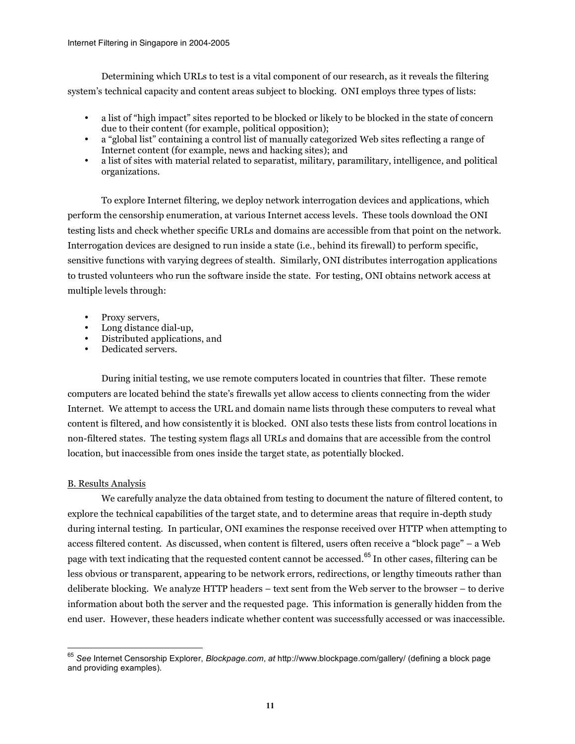Determining which URLs to test is a vital component of our research, as it reveals the filtering system's technical capacity and content areas subject to blocking. ONI employs three types of lists:

- a list of "high impact" sites reported to be blocked or likely to be blocked in the state of concern due to their content (for example, political opposition);
- a "global list" containing a control list of manually categorized Web sites reflecting a range of Internet content (for example, news and hacking sites); and
- a list of sites with material related to separatist, military, paramilitary, intelligence, and political organizations.

To explore Internet filtering, we deploy network interrogation devices and applications, which perform the censorship enumeration, at various Internet access levels. These tools download the ONI testing lists and check whether specific URLs and domains are accessible from that point on the network. Interrogation devices are designed to run inside a state (i.e., behind its firewall) to perform specific, sensitive functions with varying degrees of stealth. Similarly, ONI distributes interrogation applications to trusted volunteers who run the software inside the state. For testing, ONI obtains network access at multiple levels through:

- Proxy servers,
- Long distance dial-up,
- Distributed applications, and
- Dedicated servers.

During initial testing, we use remote computers located in countries that filter. These remote computers are located behind the state's firewalls yet allow access to clients connecting from the wider Internet. We attempt to access the URL and domain name lists through these computers to reveal what content is filtered, and how consistently it is blocked. ONI also tests these lists from control locations in non-filtered states. The testing system flags all URLs and domains that are accessible from the control location, but inaccessible from ones inside the target state, as potentially blocked.

B. Results Analysis

We carefully analyze the data obtained from testing to document the nature of filtered content, to explore the technical capabilities of the target state, and to determine areas that require in-depth study during internal testing. In particular, ONI examines the response received over HTTP when attempting to access filtered content. As discussed, when content is filtered, users often receive a "block page" – a Web page with text indicating that the requested content cannot be accessed.[65] In other cases, filtering can be less obvious or transparent, appearing to be network errors, redirections, or lengthy timeouts rather than deliberate blocking. We analyze HTTP headers – text sent from the Web server to the browser – to derive information about both the server and the requested page. This information is generally hidden from the end user. However, these headers indicate whether content was successfully accessed or was inaccessible.

---

[65] *See* Internet Censorship Explorer, *Blockpage.com*, *at* http://www.blockpage.com/gallery/ (defining a block page and providing examples).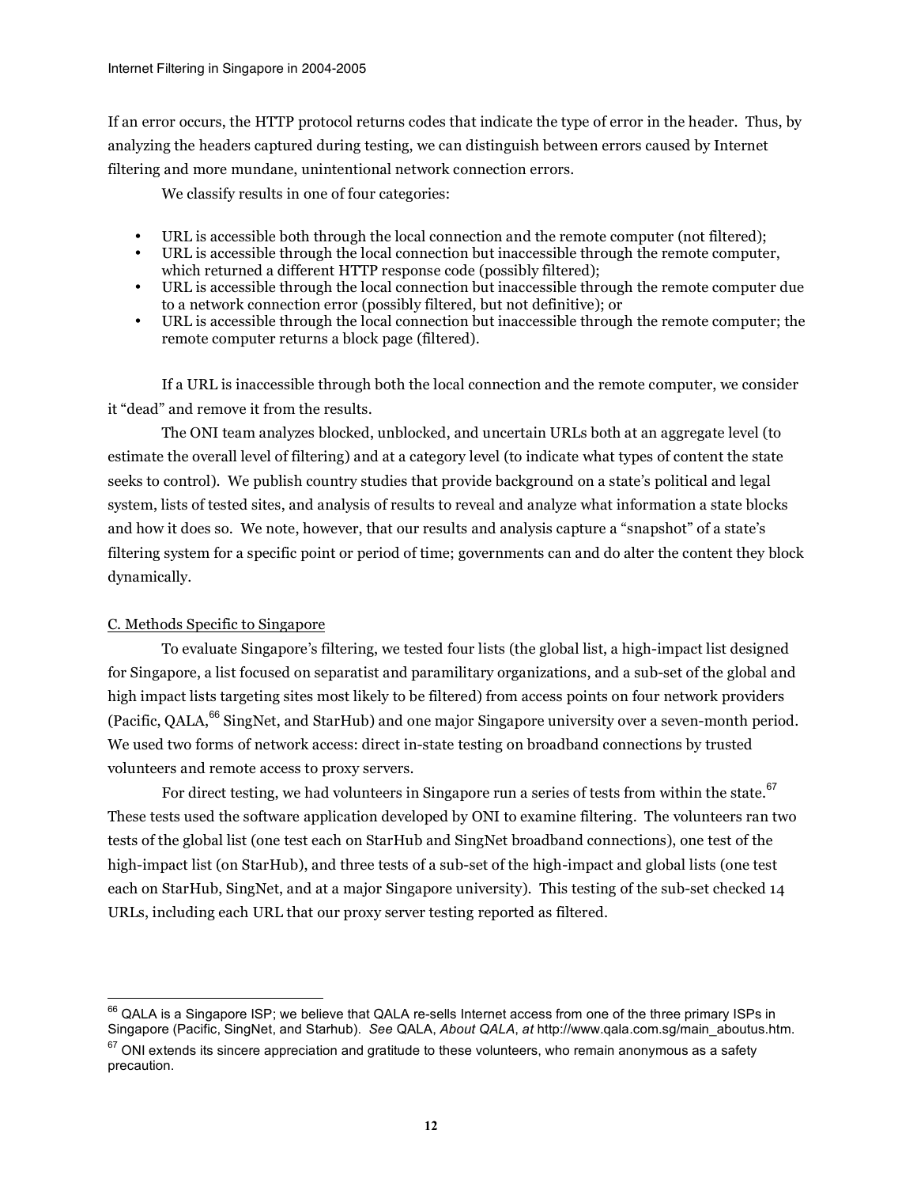If an error occurs, the HTTP protocol returns codes that indicate the type of error in the header. Thus, by analyzing the headers captured during testing, we can distinguish between errors caused by Internet filtering and more mundane, unintentional network connection errors.

We classify results in one of four categories:

- URL is accessible both through the local connection and the remote computer (not filtered);
- URL is accessible through the local connection but inaccessible through the remote computer, which returned a different HTTP response code (possibly filtered);
- URL is accessible through the local connection but inaccessible through the remote computer due to a network connection error (possibly filtered, but not definitive); or
- URL is accessible through the local connection but inaccessible through the remote computer; the remote computer returns a block page (filtered).

If a URL is inaccessible through both the local connection and the remote computer, we consider it "dead" and remove it from the results.

The ONI team analyzes blocked, unblocked, and uncertain URLs both at an aggregate level (to estimate the overall level of filtering) and at a category level (to indicate what types of content the state seeks to control). We publish country studies that provide background on a state's political and legal system, lists of tested sites, and analysis of results to reveal and analyze what information a state blocks and how it does so. We note, however, that our results and analysis capture a "snapshot" of a state's filtering system for a specific point or period of time; governments can and do alter the content they block dynamically.

C. Methods Specific to Singapore

To evaluate Singapore's filtering, we tested four lists (the global list, a high-impact list designed for Singapore, a list focused on separatist and paramilitary organizations, and a sub-set of the global and high impact lists targeting sites most likely to be filtered) from access points on four network providers (Pacific, QALA,[66] SingNet, and StarHub) and one major Singapore university over a seven-month period. We used two forms of network access: direct in-state testing on broadband connections by trusted volunteers and remote access to proxy servers.

For direct testing, we had volunteers in Singapore run a series of tests from within the state.[67] These tests used the software application developed by ONI to examine filtering. The volunteers ran two tests of the global list (one test each on StarHub and SingNet broadband connections), one test of the high-impact list (on StarHub), and three tests of a sub-set of the high-impact and global lists (one test each on StarHub, SingNet, and at a major Singapore university). This testing of the sub-set checked 14 URLs, including each URL that our proxy server testing reported as filtered.

---

[66] QALA is a Singapore ISP; we believe that QALA re-sells Internet access from one of the three primary ISPs in Singapore (Pacific, SingNet, and Starhub). *See* QALA, *About QALA*, *at* http://www.qala.com.sg/main_aboutus.htm.

[67] ONI extends its sincere appreciation and gratitude to these volunteers, who remain anonymous as a safety precaution.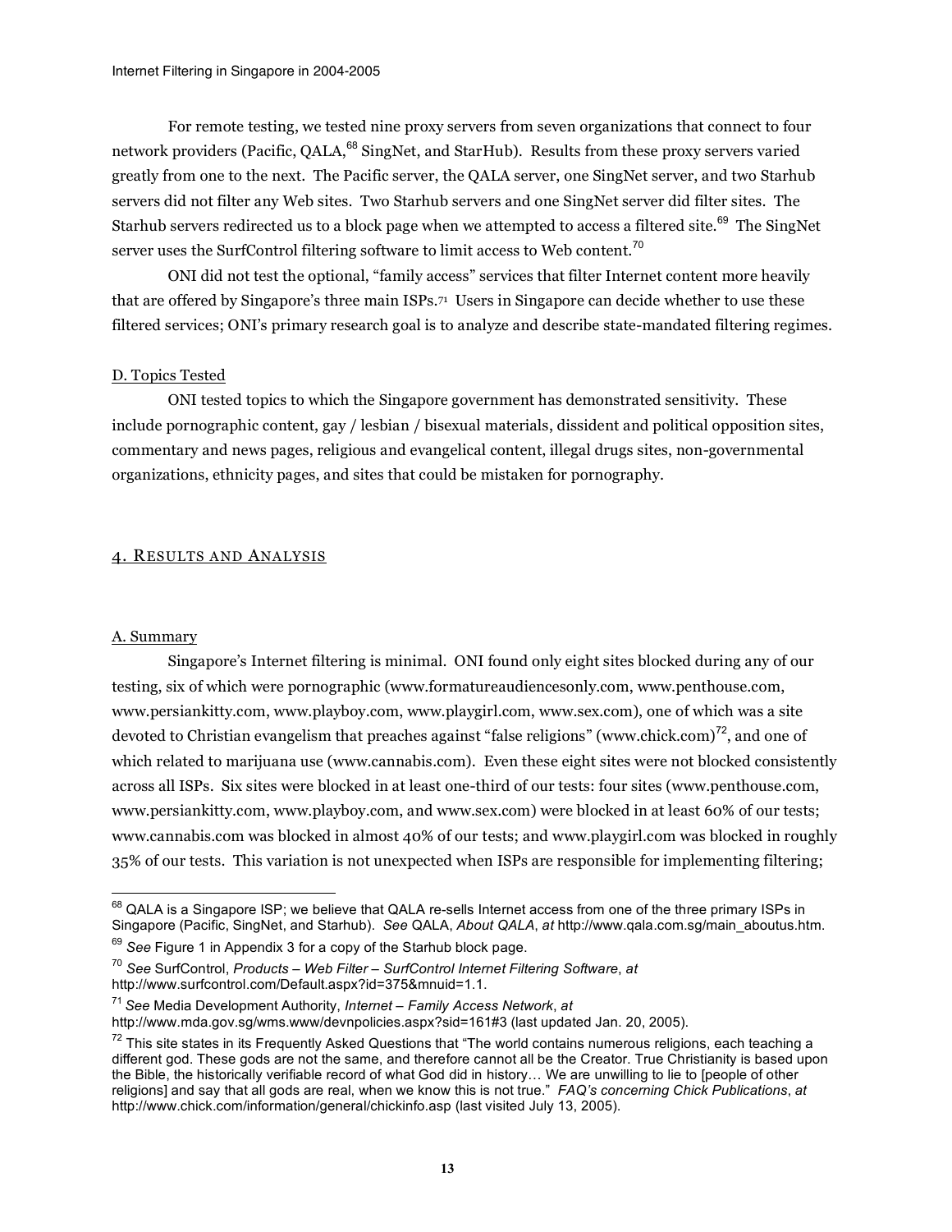For remote testing, we tested nine proxy servers from seven organizations that connect to four network providers (Pacific, QALA,[68] SingNet, and StarHub). Results from these proxy servers varied greatly from one to the next. The Pacific server, the QALA server, one SingNet server, and two Starhub servers did not filter any Web sites. Two Starhub servers and one SingNet server did filter sites. The Starhub servers redirected us to a block page when we attempted to access a filtered site.[69] The SingNet server uses the SurfControl filtering software to limit access to Web content.[70]

ONI did not test the optional, "family access" services that filter Internet content more heavily that are offered by Singapore's three main ISPs.[71] Users in Singapore can decide whether to use these filtered services; ONI's primary research goal is to analyze and describe state-mandated filtering regimes.

### D. Topics Tested

ONI tested topics to which the Singapore government has demonstrated sensitivity. These include pornographic content, gay / lesbian / bisexual materials, dissident and political opposition sites, commentary and news pages, religious and evangelical content, illegal drugs sites, non-governmental organizations, ethnicity pages, and sites that could be mistaken for pornography.

## 4. Results and Analysis

### A. Summary

Singapore's Internet filtering is minimal. ONI found only eight sites blocked during any of our testing, six of which were pornographic (www.formatureaudiencesonly.com, www.penthouse.com, www.persiankitty.com, www.playboy.com, www.playgirl.com, www.sex.com), one of which was a site devoted to Christian evangelism that preaches against "false religions" (www.chick.com)[72], and one of which related to marijuana use (www.cannabis.com). Even these eight sites were not blocked consistently across all ISPs. Six sites were blocked in at least one-third of our tests: four sites (www.penthouse.com, www.persiankitty.com, www.playboy.com, and www.sex.com) were blocked in at least 60% of our tests; www.cannabis.com was blocked in almost 40% of our tests; and www.playgirl.com was blocked in roughly 35% of our tests. This variation is not unexpected when ISPs are responsible for implementing filtering;

---

[68] QALA is a Singapore ISP; we believe that QALA re-sells Internet access from one of the three primary ISPs in Singapore (Pacific, SingNet, and Starhub). *See* QALA, *About QALA*, *at* http://www.qala.com.sg/main_aboutus.htm.

[69] *See* Figure 1 in Appendix 3 for a copy of the Starhub block page.

[70] *See* SurfControl, *Products – Web Filter – SurfControl Internet Filtering Software*, *at* http://www.surfcontrol.com/Default.aspx?id=375&mnuid=1.1.

[71] *See* Media Development Authority, *Internet – Family Access Network*, *at* http://www.mda.gov.sg/wms.www/devnpolicies.aspx?sid=161#3 (last updated Jan. 20, 2005).

[72] This site states in its Frequently Asked Questions that "The world contains numerous religions, each teaching a different god. These gods are not the same, and therefore cannot all be the Creator. True Christianity is based upon the Bible, the historically verifiable record of what God did in history… We are unwilling to lie to [people of other religions] and say that all gods are real, when we know this is not true." *FAQ's concerning Chick Publications*, *at* http://www.chick.com/information/general/chickinfo.asp (last visited July 13, 2005).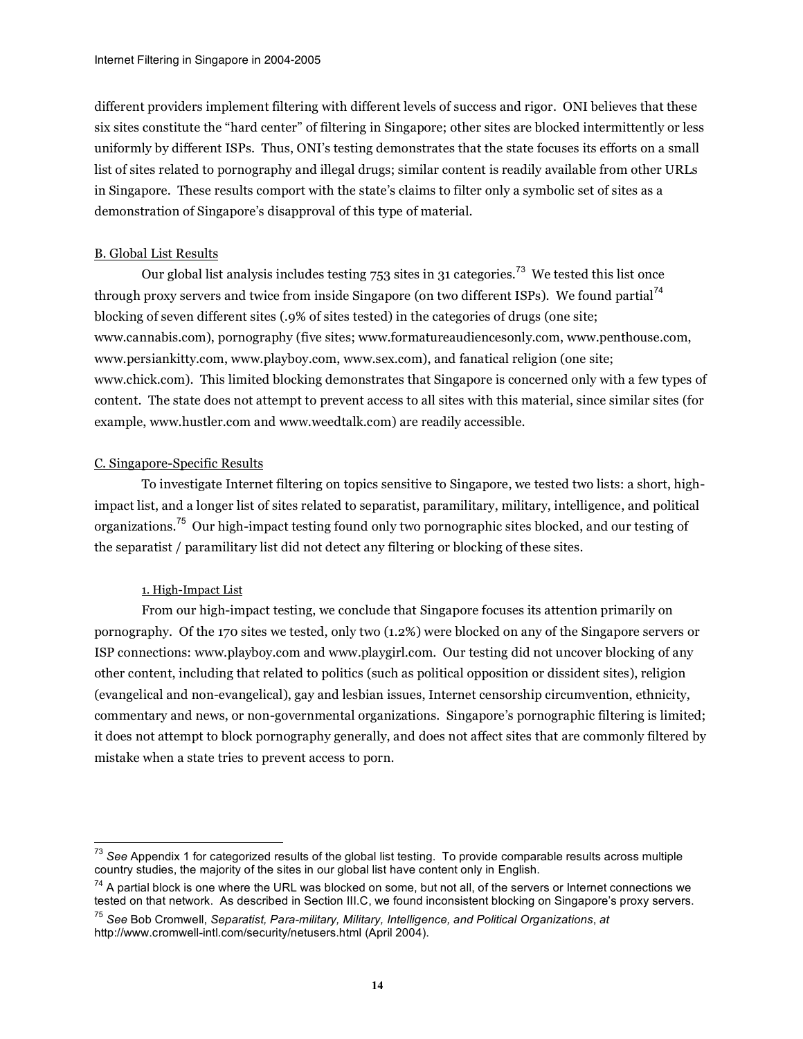different providers implement filtering with different levels of success and rigor. ONI believes that these six sites constitute the "hard center" of filtering in Singapore; other sites are blocked intermittently or less uniformly by different ISPs. Thus, ONI's testing demonstrates that the state focuses its efforts on a small list of sites related to pornography and illegal drugs; similar content is readily available from other URLs in Singapore. These results comport with the state's claims to filter only a symbolic set of sites as a demonstration of Singapore's disapproval of this type of material.

### B. Global List Results

Our global list analysis includes testing 753 sites in 31 categories.[73] We tested this list once through proxy servers and twice from inside Singapore (on two different ISPs). We found partial[74] blocking of seven different sites (.9% of sites tested) in the categories of drugs (one site; www.cannabis.com), pornography (five sites; www.formatureaudiencesonly.com, www.penthouse.com, www.persiankitty.com, www.playboy.com, www.sex.com), and fanatical religion (one site; www.chick.com). This limited blocking demonstrates that Singapore is concerned only with a few types of content. The state does not attempt to prevent access to all sites with this material, since similar sites (for example, www.hustler.com and www.weedtalk.com) are readily accessible.

### C. Singapore-Specific Results

To investigate Internet filtering on topics sensitive to Singapore, we tested two lists: a short, high-impact list, and a longer list of sites related to separatist, paramilitary, military, intelligence, and political organizations.[75] Our high-impact testing found only two pornographic sites blocked, and our testing of the separatist / paramilitary list did not detect any filtering or blocking of these sites.

#### 1. High-Impact List

From our high-impact testing, we conclude that Singapore focuses its attention primarily on pornography. Of the 170 sites we tested, only two (1.2%) were blocked on any of the Singapore servers or ISP connections: www.playboy.com and www.playgirl.com. Our testing did not uncover blocking of any other content, including that related to politics (such as political opposition or dissident sites), religion (evangelical and non-evangelical), gay and lesbian issues, Internet censorship circumvention, ethnicity, commentary and news, or non-governmental organizations. Singapore's pornographic filtering is limited; it does not attempt to block pornography generally, and does not affect sites that are commonly filtered by mistake when a state tries to prevent access to porn.

---

[73] *See* Appendix 1 for categorized results of the global list testing. To provide comparable results across multiple country studies, the majority of the sites in our global list have content only in English.

[74] A partial block is one where the URL was blocked on some, but not all, of the servers or Internet connections we tested on that network. As described in Section III.C, we found inconsistent blocking on Singapore's proxy servers.

[75] *See* Bob Cromwell, *Separatist, Para-military, Military, Intelligence, and Political Organizations*, *at* http://www.cromwell-intl.com/security/netusers.html (April 2004).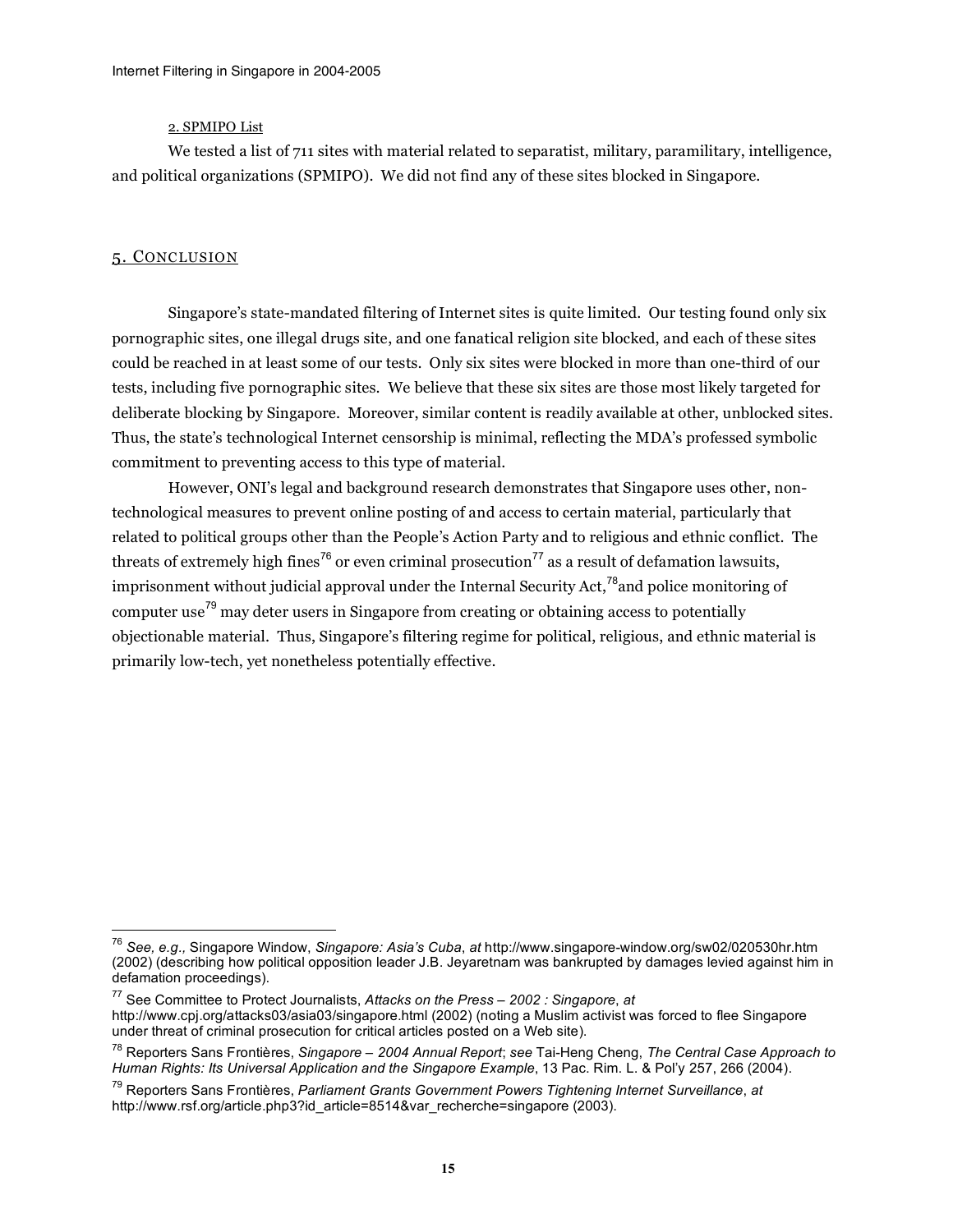### 2. SPMIPO List

We tested a list of 711 sites with material related to separatist, military, paramilitary, intelligence, and political organizations (SPMIPO). We did not find any of these sites blocked in Singapore.

## 5. Conclusion

Singapore's state-mandated filtering of Internet sites is quite limited. Our testing found only six pornographic sites, one illegal drugs site, and one fanatical religion site blocked, and each of these sites could be reached in at least some of our tests. Only six sites were blocked in more than one-third of our tests, including five pornographic sites. We believe that these six sites are those most likely targeted for deliberate blocking by Singapore. Moreover, similar content is readily available at other, unblocked sites. Thus, the state's technological Internet censorship is minimal, reflecting the MDA's professed symbolic commitment to preventing access to this type of material.

However, ONI's legal and background research demonstrates that Singapore uses other, non-technological measures to prevent online posting of and access to certain material, particularly that related to political groups other than the People's Action Party and to religious and ethnic conflict. The threats of extremely high fines[76] or even criminal prosecution[77] as a result of defamation lawsuits, imprisonment without judicial approval under the Internal Security Act,[78] and police monitoring of computer use[79] may deter users in Singapore from creating or obtaining access to potentially objectionable material. Thus, Singapore's filtering regime for political, religious, and ethnic material is primarily low-tech, yet nonetheless potentially effective.

---

[76] *See, e.g.,* Singapore Window, *Singapore: Asia's Cuba*, *at* http://www.singapore-window.org/sw02/020530hr.htm (2002) (describing how political opposition leader J.B. Jeyaretnam was bankrupted by damages levied against him in defamation proceedings).

[77] See Committee to Protect Journalists, *Attacks on the Press – 2002 : Singapore*, *at* http://www.cpj.org/attacks03/asia03/singapore.html (2002) (noting a Muslim activist was forced to flee Singapore under threat of criminal prosecution for critical articles posted on a Web site).

[78] Reporters Sans Frontières, *Singapore – 2004 Annual Report*; *see* Tai-Heng Cheng, *The Central Case Approach to Human Rights: Its Universal Application and the Singapore Example*, 13 Pac. Rim. L. & Pol'y 257, 266 (2004).

[79] Reporters Sans Frontières, *Parliament Grants Government Powers Tightening Internet Surveillance*, *at* http://www.rsf.org/article.php3?id_article=8514&var_recherche=singapore (2003).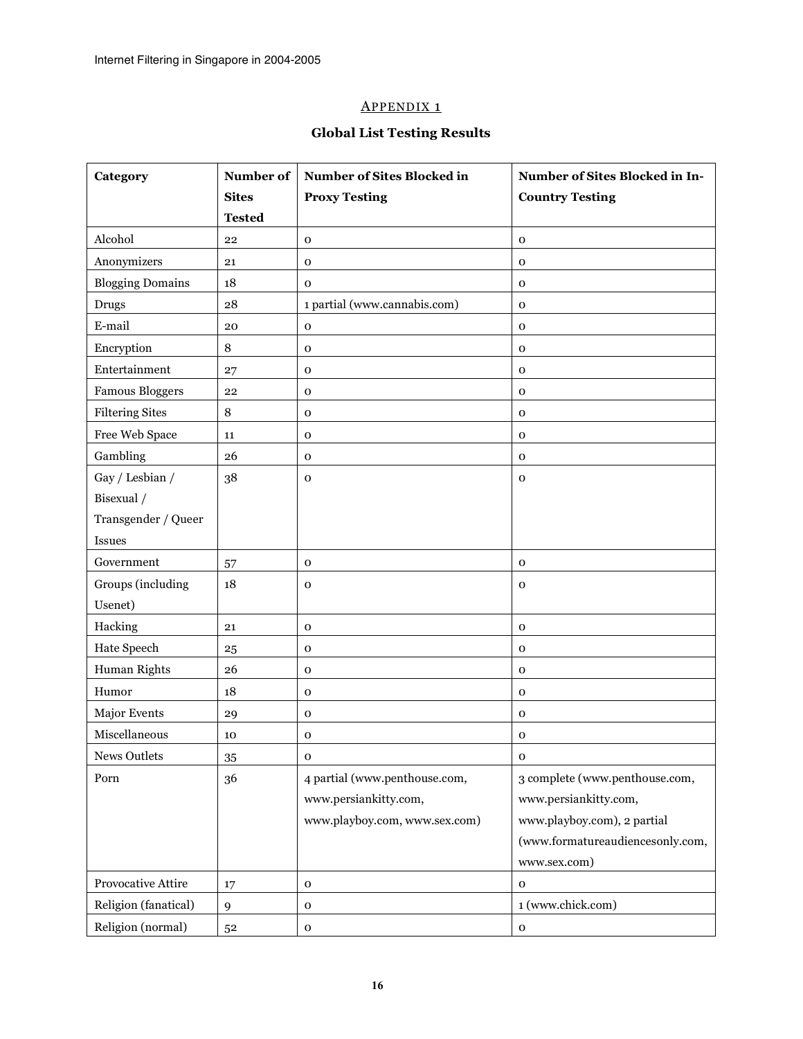## Appendix 1

### Global List Testing Results

| Category | Number of Sites Tested | Number of Sites Blocked in Proxy Testing | Number of Sites Blocked in In-Country Testing |
|---|---|---|---|
| Alcohol | 22 | 0 | 0 |
| Anonymizers | 21 | 0 | 0 |
| Blogging Domains | 18 | 0 | 0 |
| Drugs | 28 | 1 partial (www.cannabis.com) | 0 |
| E-mail | 20 | 0 | 0 |
| Encryption | 8 | 0 | 0 |
| Entertainment | 27 | 0 | 0 |
| Famous Bloggers | 22 | 0 | 0 |
| Filtering Sites | 8 | 0 | 0 |
| Free Web Space | 11 | 0 | 0 |
| Gambling | 26 | 0 | 0 |
| Gay / Lesbian / Bisexual / Transgender / Queer Issues | 38 | 0 | 0 |
| Government | 57 | 0 | 0 |
| Groups (including Usenet) | 18 | 0 | 0 |
| Hacking | 21 | 0 | 0 |
| Hate Speech | 25 | 0 | 0 |
| Human Rights | 26 | 0 | 0 |
| Humor | 18 | 0 | 0 |
| Major Events | 29 | 0 | 0 |
| Miscellaneous | 10 | 0 | 0 |
| News Outlets | 35 | 0 | 0 |
| Porn | 36 | 4 partial (www.penthouse.com, www.persiankitty.com, www.playboy.com, www.sex.com) | 3 complete (www.penthouse.com, www.persiankitty.com, www.playboy.com), 2 partial (www.formatureaudiencesonly.com, www.sex.com) |
| Provocative Attire | 17 | 0 | 0 |
| Religion (fanatical) | 9 | 0 | 1 (www.chick.com) |
| Religion (normal) | 52 | 0 | 0 |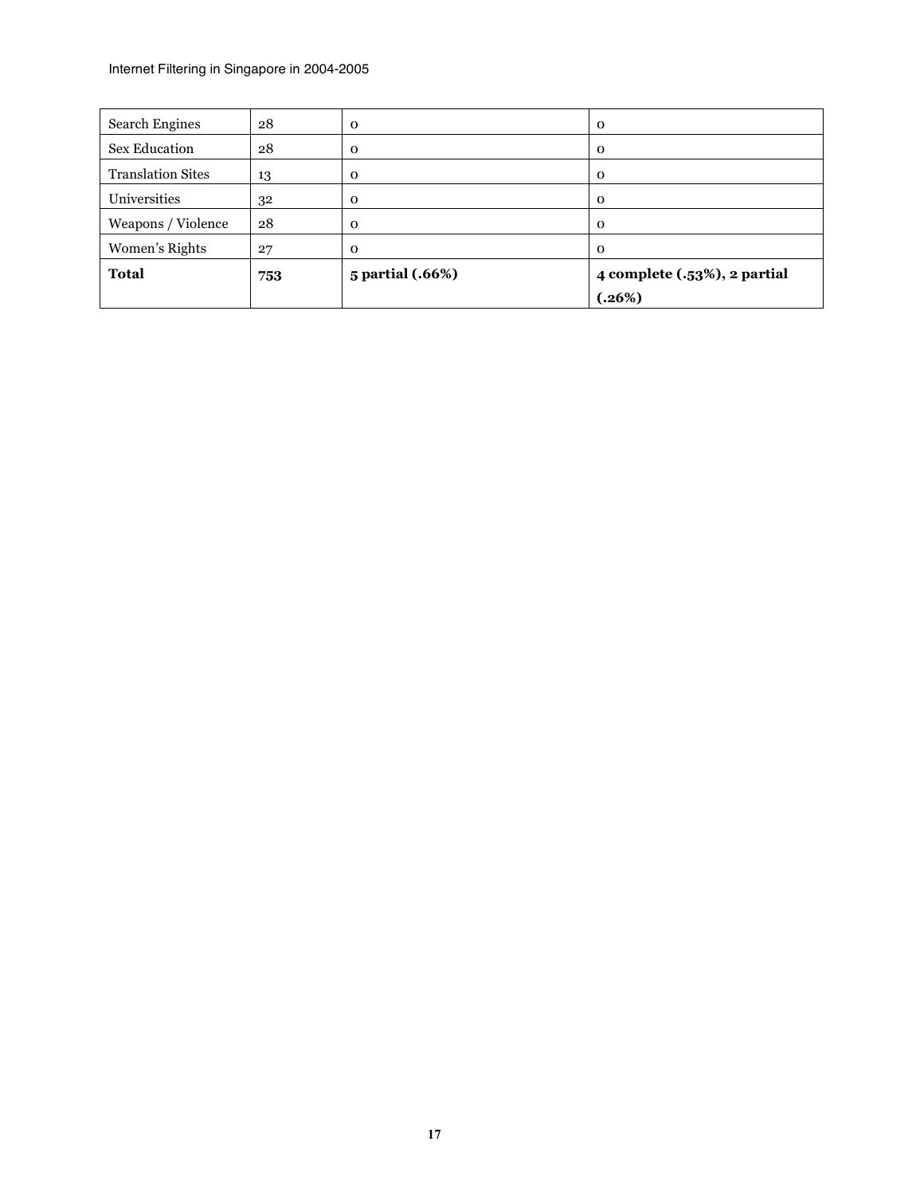| | | | |
|---|---|---|---|
| Search Engines | 28 | 0 | 0 |
| Sex Education | 28 | 0 | 0 |
| Translation Sites | 13 | 0 | 0 |
| Universities | 32 | 0 | 0 |
| Weapons / Violence | 28 | 0 | 0 |
| Women's Rights | 27 | 0 | 0 |
| **Total** | **753** | **5 partial (.66%)** | **4 complete (.53%), 2 partial (.26%)** |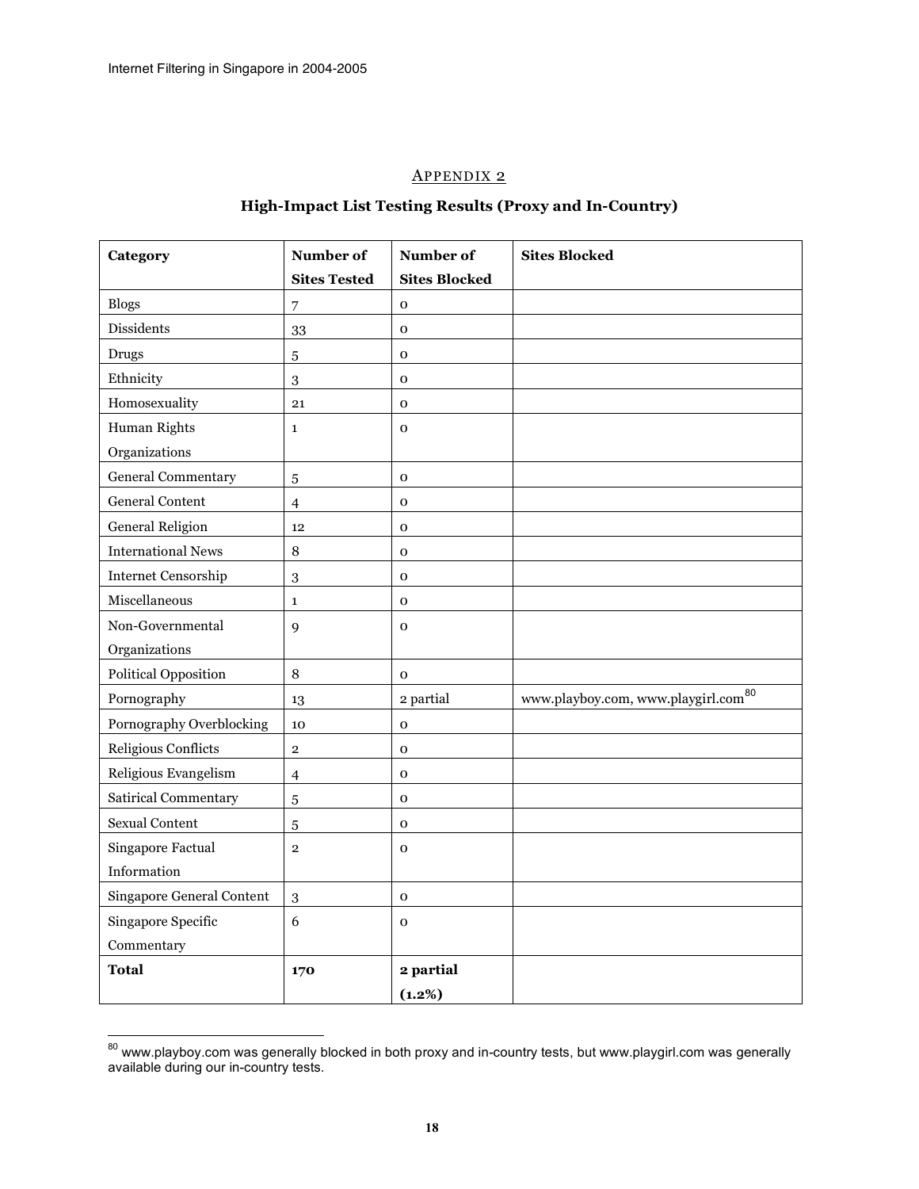## APPENDIX 2

### High-Impact List Testing Results (Proxy and In-Country)

| Category | Number of Sites Tested | Number of Sites Blocked | Sites Blocked |
|---|---|---|---|
| Blogs | 7 | 0 | |
| Dissidents | 33 | 0 | |
| Drugs | 5 | 0 | |
| Ethnicity | 3 | 0 | |
| Homosexuality | 21 | 0 | |
| Human Rights Organizations | 1 | 0 | |
| General Commentary | 5 | 0 | |
| General Content | 4 | 0 | |
| General Religion | 12 | 0 | |
| International News | 8 | 0 | |
| Internet Censorship | 3 | 0 | |
| Miscellaneous | 1 | 0 | |
| Non-Governmental Organizations | 9 | 0 | |
| Political Opposition | 8 | 0 | |
| Pornography | 13 | 2 partial | www.playboy.com, www.playgirl.com[80] |
| Pornography Overblocking | 10 | 0 | |
| Religious Conflicts | 2 | 0 | |
| Religious Evangelism | 4 | 0 | |
| Satirical Commentary | 5 | 0 | |
| Sexual Content | 5 | 0 | |
| Singapore Factual Information | 2 | 0 | |
| Singapore General Content | 3 | 0 | |
| Singapore Specific Commentary | 6 | 0 | |
| **Total** | **170** | **2 partial (1.2%)** | |

[80] www.playboy.com was generally blocked in both proxy and in-country tests, but www.playgirl.com was generally available during our in-country tests.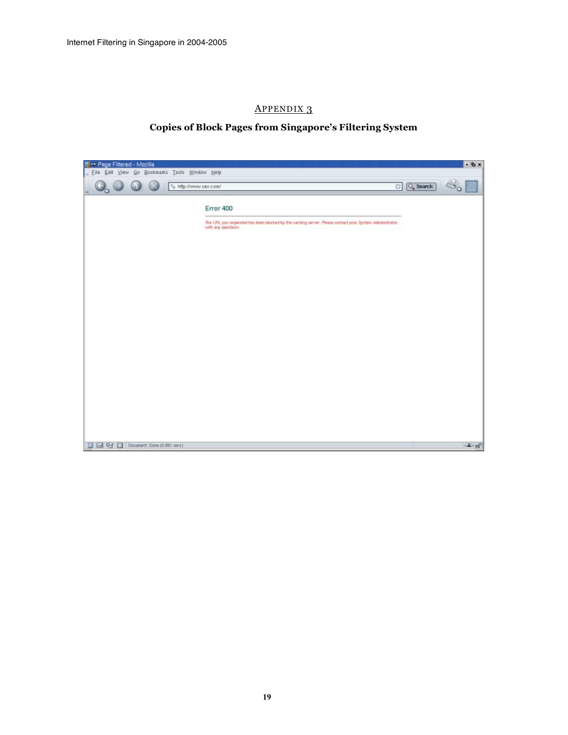## Appendix 3

### Copies of Block Pages from Singapore's Filtering System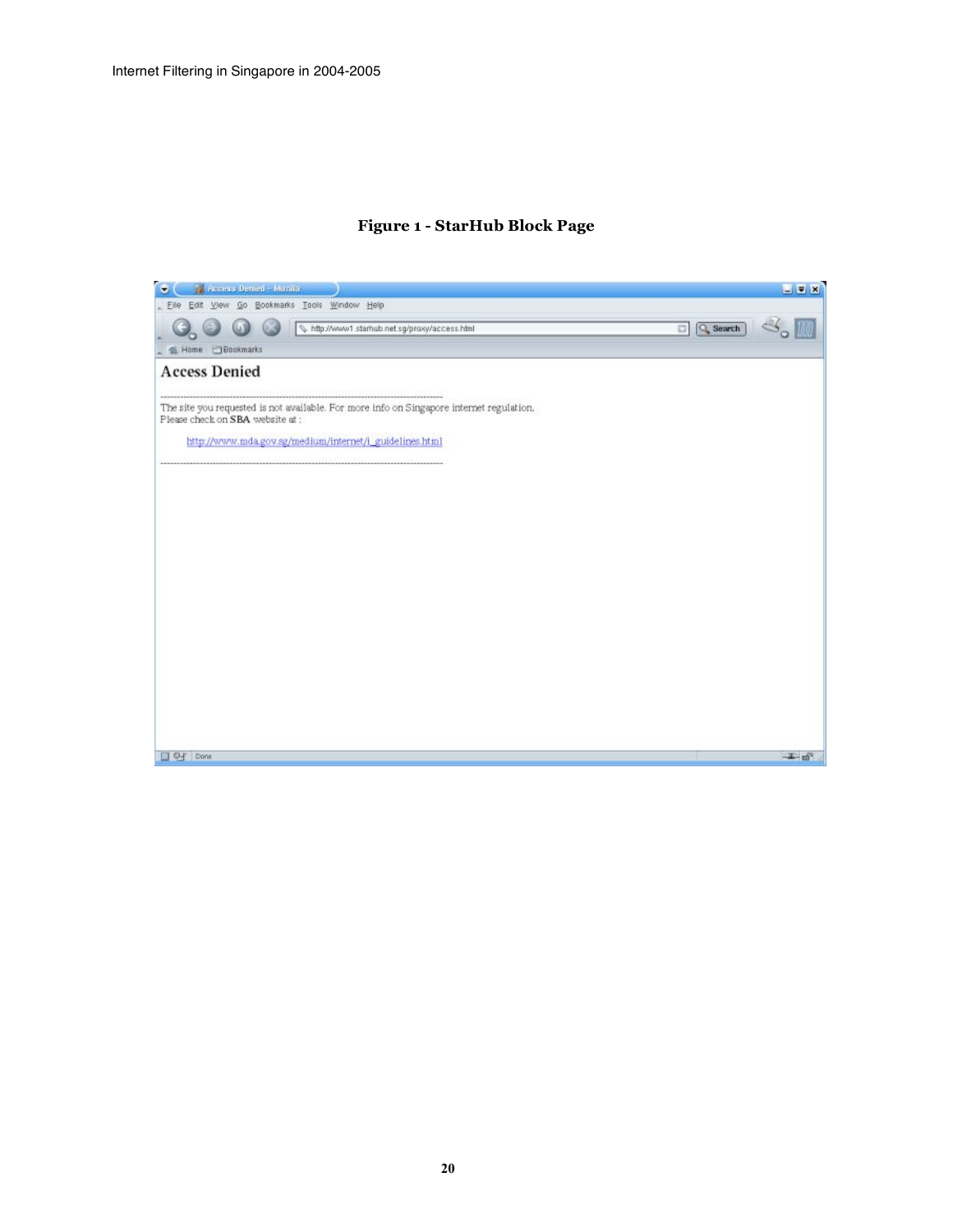**Figure 1 - StarHub Block Page**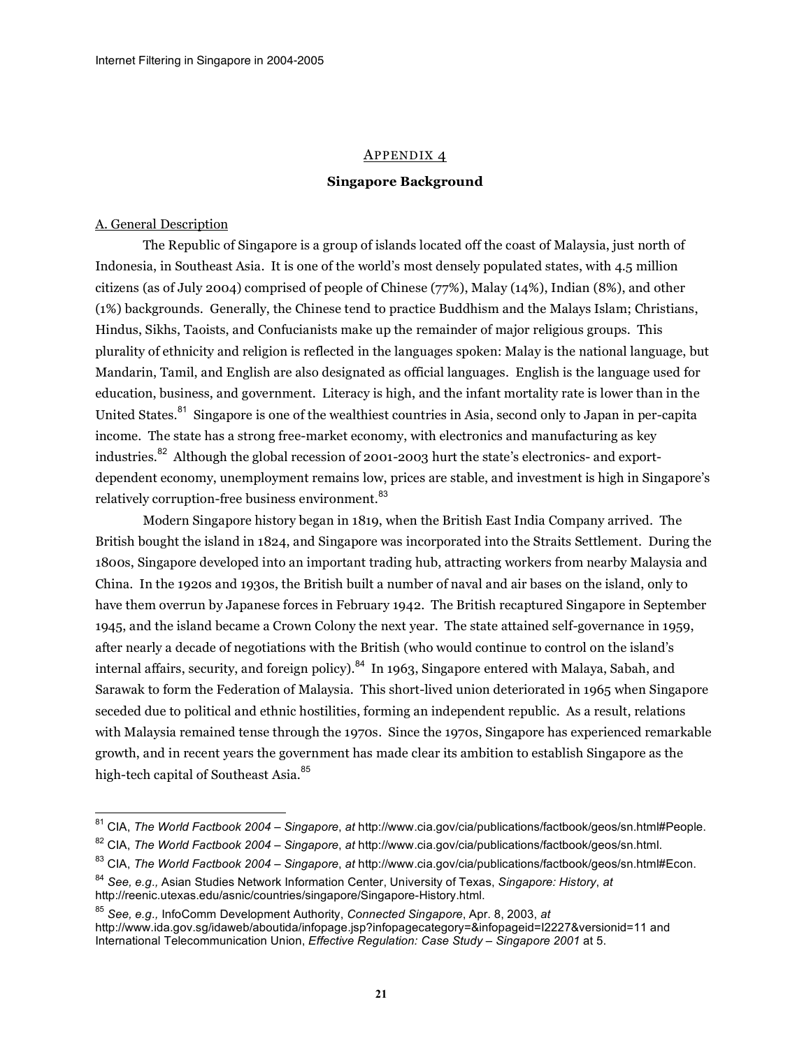## Appendix 4

### Singapore Background

A. General Description

The Republic of Singapore is a group of islands located off the coast of Malaysia, just north of Indonesia, in Southeast Asia. It is one of the world's most densely populated states, with 4.5 million citizens (as of July 2004) comprised of people of Chinese (77%), Malay (14%), Indian (8%), and other (1%) backgrounds. Generally, the Chinese tend to practice Buddhism and the Malays Islam; Christians, Hindus, Sikhs, Taoists, and Confucianists make up the remainder of major religious groups. This plurality of ethnicity and religion is reflected in the languages spoken: Malay is the national language, but Mandarin, Tamil, and English are also designated as official languages. English is the language used for education, business, and government. Literacy is high, and the infant mortality rate is lower than in the United States.[81] Singapore is one of the wealthiest countries in Asia, second only to Japan in per-capita income. The state has a strong free-market economy, with electronics and manufacturing as key industries.[82] Although the global recession of 2001-2003 hurt the state's electronics- and export-dependent economy, unemployment remains low, prices are stable, and investment is high in Singapore's relatively corruption-free business environment.[83]

Modern Singapore history began in 1819, when the British East India Company arrived. The British bought the island in 1824, and Singapore was incorporated into the Straits Settlement. During the 1800s, Singapore developed into an important trading hub, attracting workers from nearby Malaysia and China. In the 1920s and 1930s, the British built a number of naval and air bases on the island, only to have them overrun by Japanese forces in February 1942. The British recaptured Singapore in September 1945, and the island became a Crown Colony the next year. The state attained self-governance in 1959, after nearly a decade of negotiations with the British (who would continue to control on the island's internal affairs, security, and foreign policy).[84] In 1963, Singapore entered with Malaya, Sabah, and Sarawak to form the Federation of Malaysia. This short-lived union deteriorated in 1965 when Singapore seceded due to political and ethnic hostilities, forming an independent republic. As a result, relations with Malaysia remained tense through the 1970s. Since the 1970s, Singapore has experienced remarkable growth, and in recent years the government has made clear its ambition to establish Singapore as the high-tech capital of Southeast Asia.[85]

---

[81] CIA, *The World Factbook 2004 – Singapore*, *at* http://www.cia.gov/cia/publications/factbook/geos/sn.html#People.

[82] CIA, *The World Factbook 2004 – Singapore*, *at* http://www.cia.gov/cia/publications/factbook/geos/sn.html.

[83] CIA, *The World Factbook 2004 – Singapore*, *at* http://www.cia.gov/cia/publications/factbook/geos/sn.html#Econ.

[84] *See, e.g.,* Asian Studies Network Information Center, University of Texas, *Singapore: History*, *at* http://reenic.utexas.edu/asnic/countries/singapore/Singapore-History.html.

[85] *See, e.g.,* InfoComm Development Authority, *Connected Singapore*, Apr. 8, 2003, *at* http://www.ida.gov.sg/idaweb/aboutida/infopage.jsp?infopagecategory=&infopageid=I2227&versionid=11 and International Telecommunication Union, *Effective Regulation: Case Study – Singapore 2001* at 5.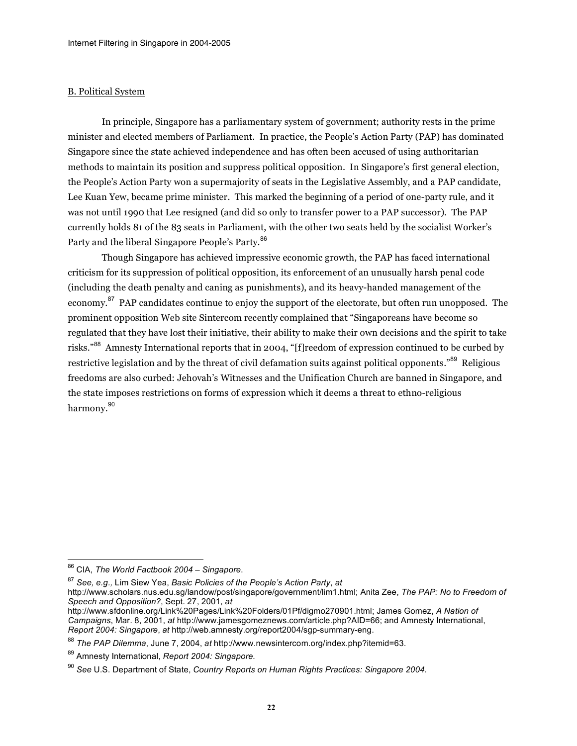B. Political System

In principle, Singapore has a parliamentary system of government; authority rests in the prime minister and elected members of Parliament. In practice, the People's Action Party (PAP) has dominated Singapore since the state achieved independence and has often been accused of using authoritarian methods to maintain its position and suppress political opposition. In Singapore's first general election, the People's Action Party won a supermajority of seats in the Legislative Assembly, and a PAP candidate, Lee Kuan Yew, became prime minister. This marked the beginning of a period of one-party rule, and it was not until 1990 that Lee resigned (and did so only to transfer power to a PAP successor). The PAP currently holds 81 of the 83 seats in Parliament, with the other two seats held by the socialist Worker's Party and the liberal Singapore People's Party.[86]

Though Singapore has achieved impressive economic growth, the PAP has faced international criticism for its suppression of political opposition, its enforcement of an unusually harsh penal code (including the death penalty and caning as punishments), and its heavy-handed management of the economy.[87] PAP candidates continue to enjoy the support of the electorate, but often run unopposed. The prominent opposition Web site Sintercom recently complained that "Singaporeans have become so regulated that they have lost their initiative, their ability to make their own decisions and the spirit to take risks."[88] Amnesty International reports that in 2004, "[f]reedom of expression continued to be curbed by restrictive legislation and by the threat of civil defamation suits against political opponents."[89] Religious freedoms are also curbed: Jehovah's Witnesses and the Unification Church are banned in Singapore, and the state imposes restrictions on forms of expression which it deems a threat to ethno-religious harmony.[90]

---

[86] CIA, *The World Factbook 2004 – Singapore*.

[87] *See, e.g.,* Lim Siew Yea, *Basic Policies of the People's Action Party*, *at* http://www.scholars.nus.edu.sg/landow/post/singapore/government/lim1.html; Anita Zee, *The PAP: No to Freedom of Speech and Opposition?*, Sept. 27, 2001, *at* http://www.sfdonline.org/Link%20Pages/Link%20Folders/01Pf/digmo270901.html; James Gomez, *A Nation of Campaigns*, Mar. 8, 2001, *at* http://www.jamesgomeznews.com/article.php?AID=66; and Amnesty International, *Report 2004: Singapore*, *at* http://web.amnesty.org/report2004/sgp-summary-eng.

[88] *The PAP Dilemma*, June 7, 2004, *at* http://www.newsintercom.org/index.php?itemid=63.

[89] Amnesty International, *Report 2004: Singapore.*

[90] *See* U.S. Department of State, *Country Reports on Human Rights Practices: Singapore 2004.*